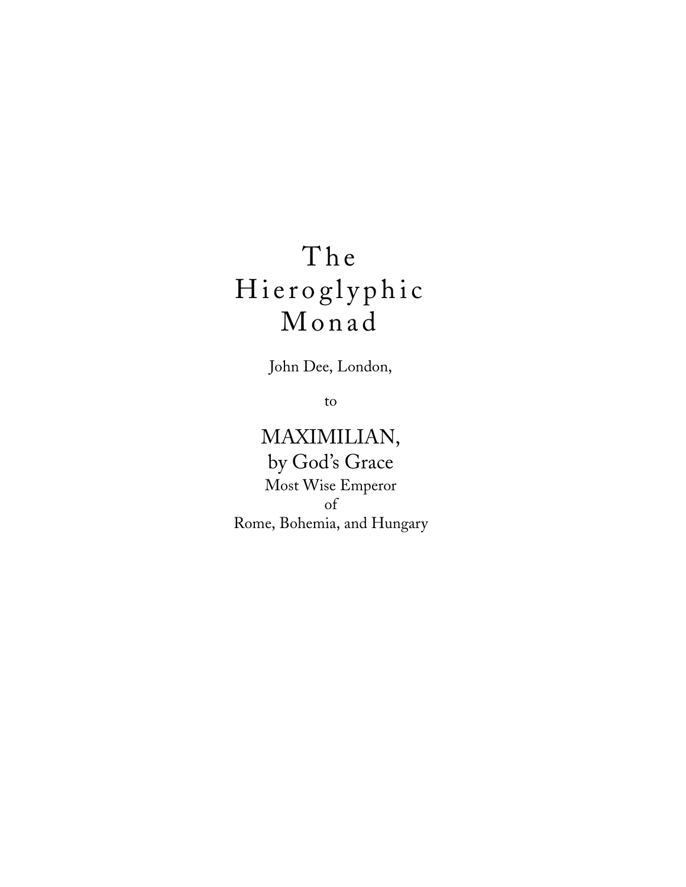# The Hieroglyphic Monad

John Dee, London,

to

MAXIMILIAN,

by God's Grace

Most Wise Emperor

of

Rome, Bohemia, and Hungary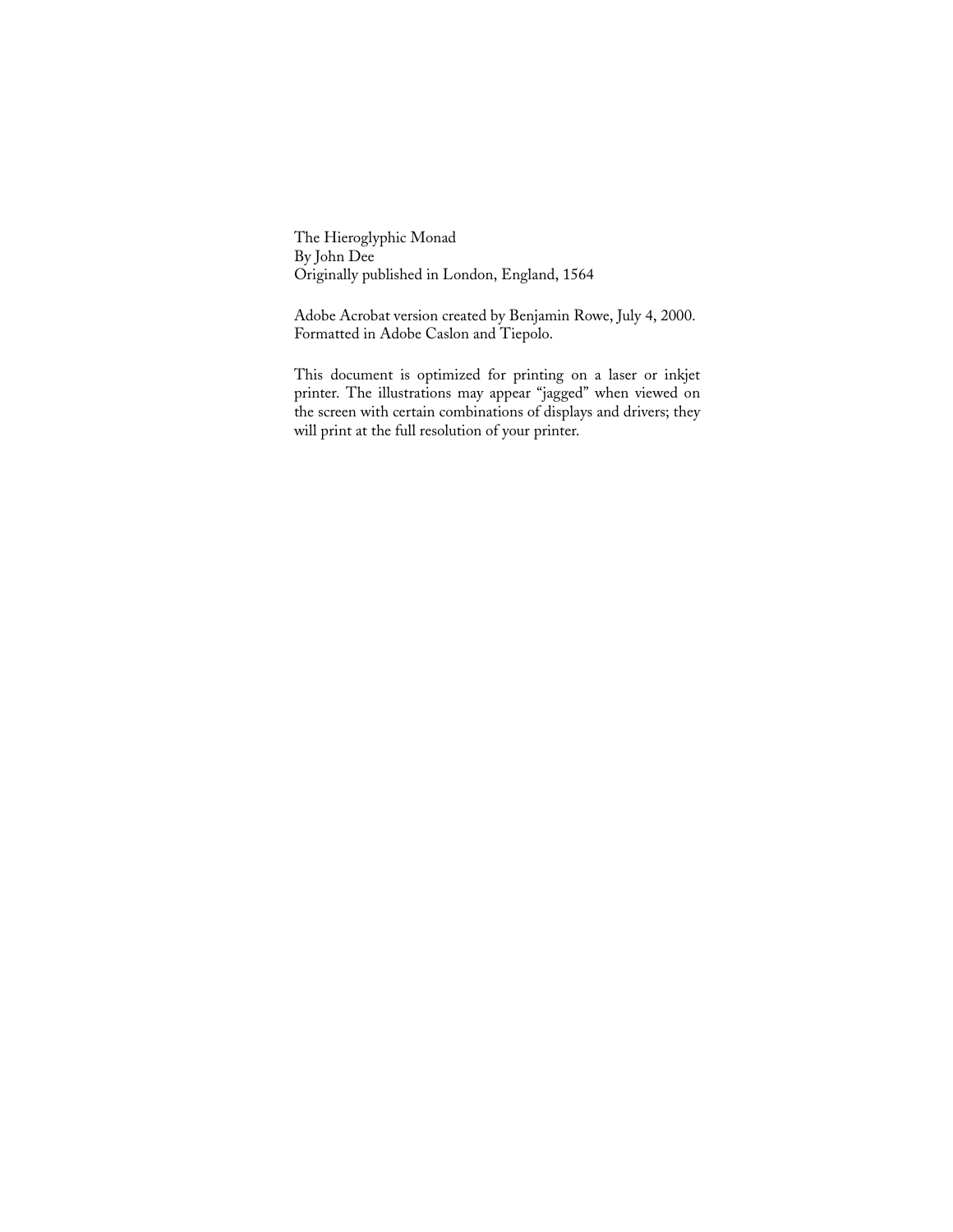The Hieroglyphic Monad  
By John Dee  
Originally published in London, England, 1564

Adobe Acrobat version created by Benjamin Rowe, July 4, 2000.  
Formatted in Adobe Caslon and Tiepolo.

This document is optimized for printing on a laser or inkjet printer. The illustrations may appear "jagged" when viewed on the screen with certain combinations of displays and drivers; they will print at the full resolution of your printer.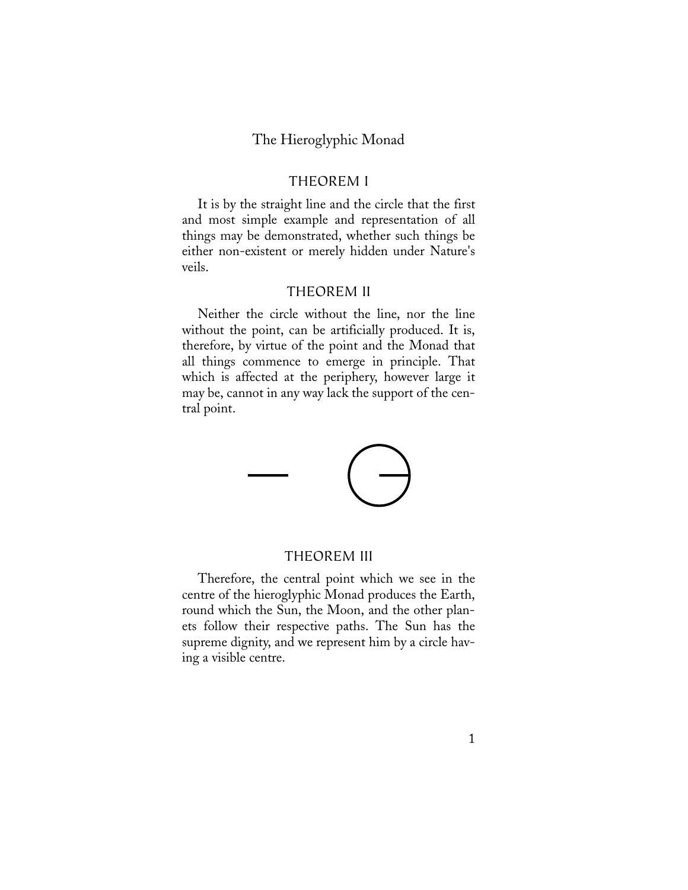# The Hieroglyphic Monad

## THEOREM I

It is by the straight line and the circle that the first and most simple example and representation of all things may be demonstrated, whether such things be either non-existent or merely hidden under Nature's veils.

## THEOREM II

Neither the circle without the line, nor the line without the point, can be artificially produced. It is, therefore, by virtue of the point and the Monad that all things commence to emerge in principle. That which is affected at the periphery, however large it may be, cannot in any way lack the support of the central point.

## THEOREM III

Therefore, the central point which we see in the centre of the hieroglyphic Monad produces the Earth, round which the Sun, the Moon, and the other planets follow their respective paths. The Sun has the supreme dignity, and we represent him by a circle having a visible centre.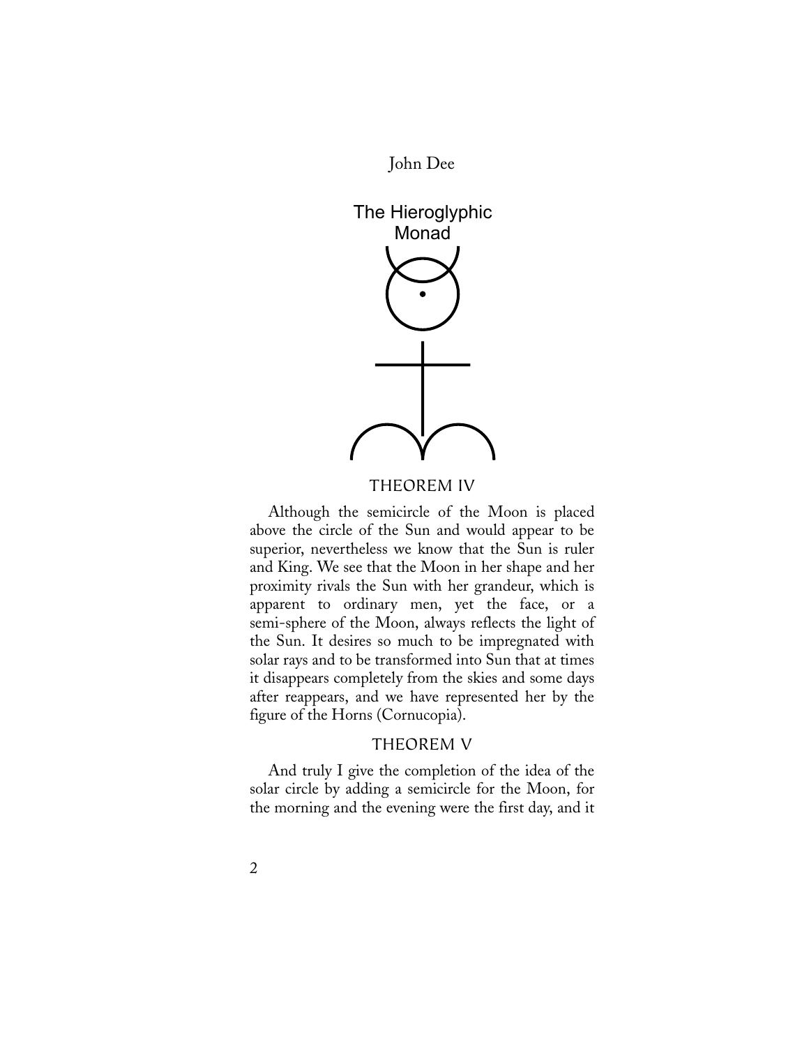The Hieroglyphic Monad

## THEOREM IV

Although the semicircle of the Moon is placed above the circle of the Sun and would appear to be superior, nevertheless we know that the Sun is ruler and King. We see that the Moon in her shape and her proximity rivals the Sun with her grandeur, which is apparent to ordinary men, yet the face, or a semi-sphere of the Moon, always reflects the light of the Sun. It desires so much to be impregnated with solar rays and to be transformed into Sun that at times it disappears completely from the skies and some days after reappears, and we have represented her by the figure of the Horns (Cornucopia).

## THEOREM V

And truly I give the completion of the idea of the solar circle by adding a semicircle for the Moon, for the morning and the evening were the first day, and it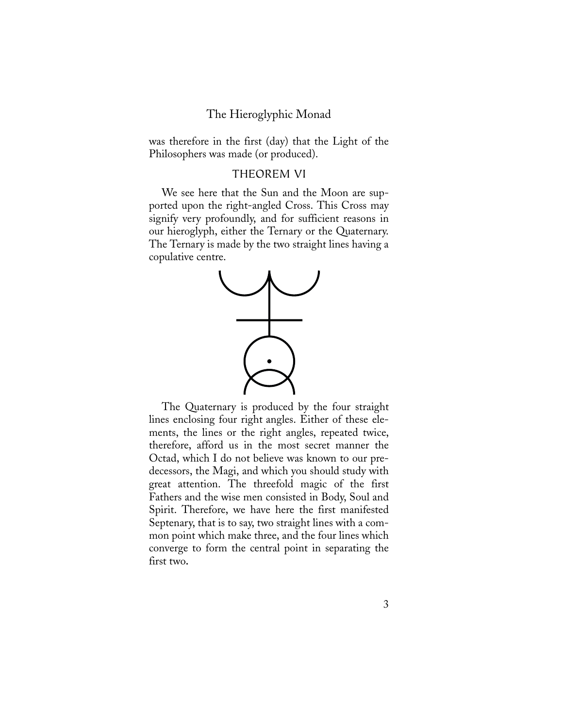was therefore in the first (day) that the Light of the Philosophers was made (or produced).

## THEOREM VI

We see here that the Sun and the Moon are supported upon the right-angled Cross. This Cross may signify very profoundly, and for sufficient reasons in our hieroglyph, either the Ternary or the Quaternary. The Ternary is made by the two straight lines having a copulative centre.

The Quaternary is produced by the four straight lines enclosing four right angles. Either of these elements, the lines or the right angles, repeated twice, therefore, afford us in the most secret manner the Octad, which I do not believe was known to our predecessors, the Magi, and which you should study with great attention. The threefold magic of the first Fathers and the wise men consisted in Body, Soul and Spirit. Therefore, we have here the first manifested Septenary, that is to say, two straight lines with a common point which make three, and the four lines which converge to form the central point in separating the first two.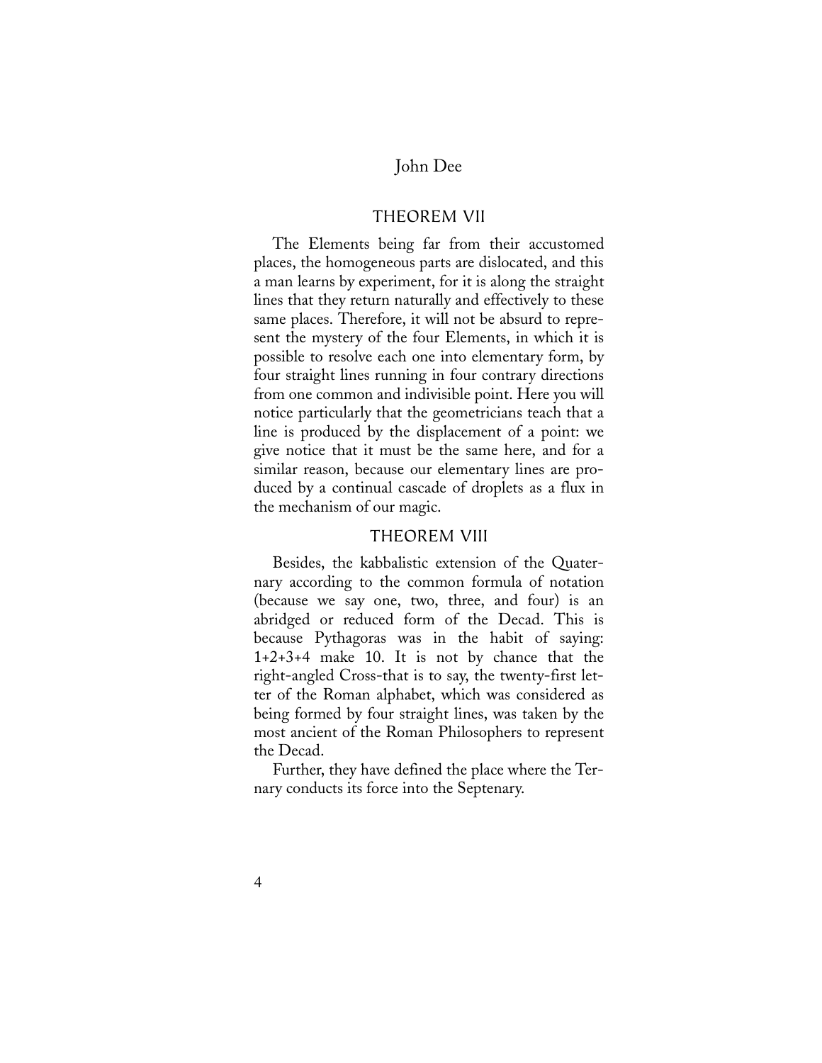## THEOREM VII

The Elements being far from their accustomed places, the homogeneous parts are dislocated, and this a man learns by experiment, for it is along the straight lines that they return naturally and effectively to these same places. Therefore, it will not be absurd to represent the mystery of the four Elements, in which it is possible to resolve each one into elementary form, by four straight lines running in four contrary directions from one common and indivisible point. Here you will notice particularly that the geometricians teach that a line is produced by the displacement of a point: we give notice that it must be the same here, and for a similar reason, because our elementary lines are produced by a continual cascade of droplets as a flux in the mechanism of our magic.

## THEOREM VIII

Besides, the kabbalistic extension of the Quaternary according to the common formula of notation (because we say one, two, three, and four) is an abridged or reduced form of the Decad. This is because Pythagoras was in the habit of saying: 1+2+3+4 make 10. It is not by chance that the right-angled Cross-that is to say, the twenty-first letter of the Roman alphabet, which was considered as being formed by four straight lines, was taken by the most ancient of the Roman Philosophers to represent the Decad.

Further, they have defined the place where the Ternary conducts its force into the Septenary.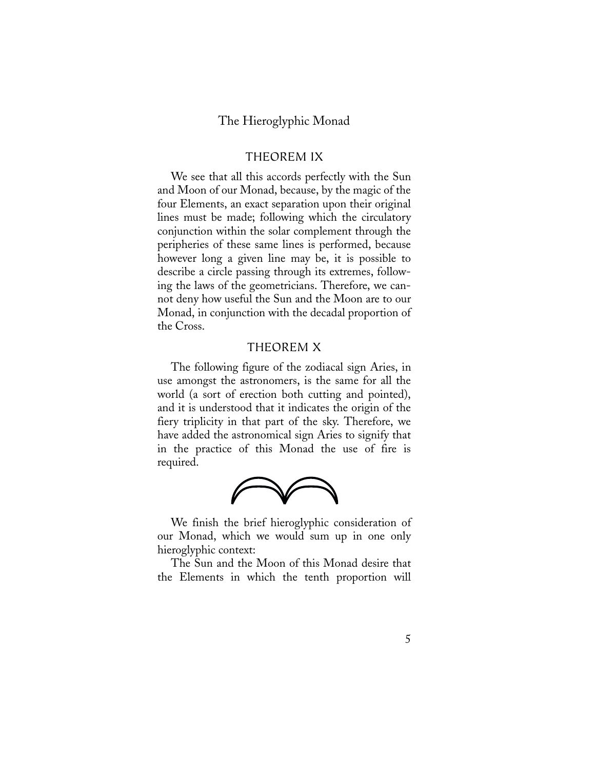## THEOREM IX

We see that all this accords perfectly with the Sun and Moon of our Monad, because, by the magic of the four Elements, an exact separation upon their original lines must be made; following which the circulatory conjunction within the solar complement through the peripheries of these same lines is performed, because however long a given line may be, it is possible to describe a circle passing through its extremes, following the laws of the geometricians. Therefore, we cannot deny how useful the Sun and the Moon are to our Monad, in conjunction with the decadal proportion of the Cross.

## THEOREM X

The following figure of the zodiacal sign Aries, in use amongst the astronomers, is the same for all the world (a sort of erection both cutting and pointed), and it is understood that it indicates the origin of the fiery triplicity in that part of the sky. Therefore, we have added the astronomical sign Aries to signify that in the practice of this Monad the use of fire is required.

We finish the brief hieroglyphic consideration of our Monad, which we would sum up in one only hieroglyphic context:

The Sun and the Moon of this Monad desire that the Elements in which the tenth proportion will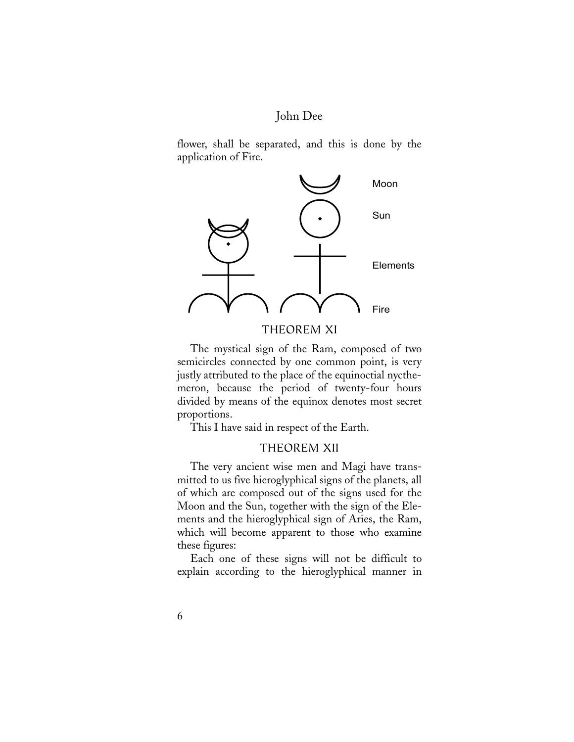flower, shall be separated, and this is done by the application of Fire.

Moon

Sun

Elements

Fire

## THEOREM XI

The mystical sign of the Ram, composed of two semicircles connected by one common point, is very justly attributed to the place of the equinoctial nycthemeron, because the period of twenty-four hours divided by means of the equinox denotes most secret proportions.

This I have said in respect of the Earth.

## THEOREM XII

The very ancient wise men and Magi have transmitted to us five hieroglyphical signs of the planets, all of which are composed out of the signs used for the Moon and the Sun, together with the sign of the Elements and the hieroglyphical sign of Aries, the Ram, which will become apparent to those who examine these figures:

Each one of these signs will not be difficult to explain according to the hieroglyphical manner in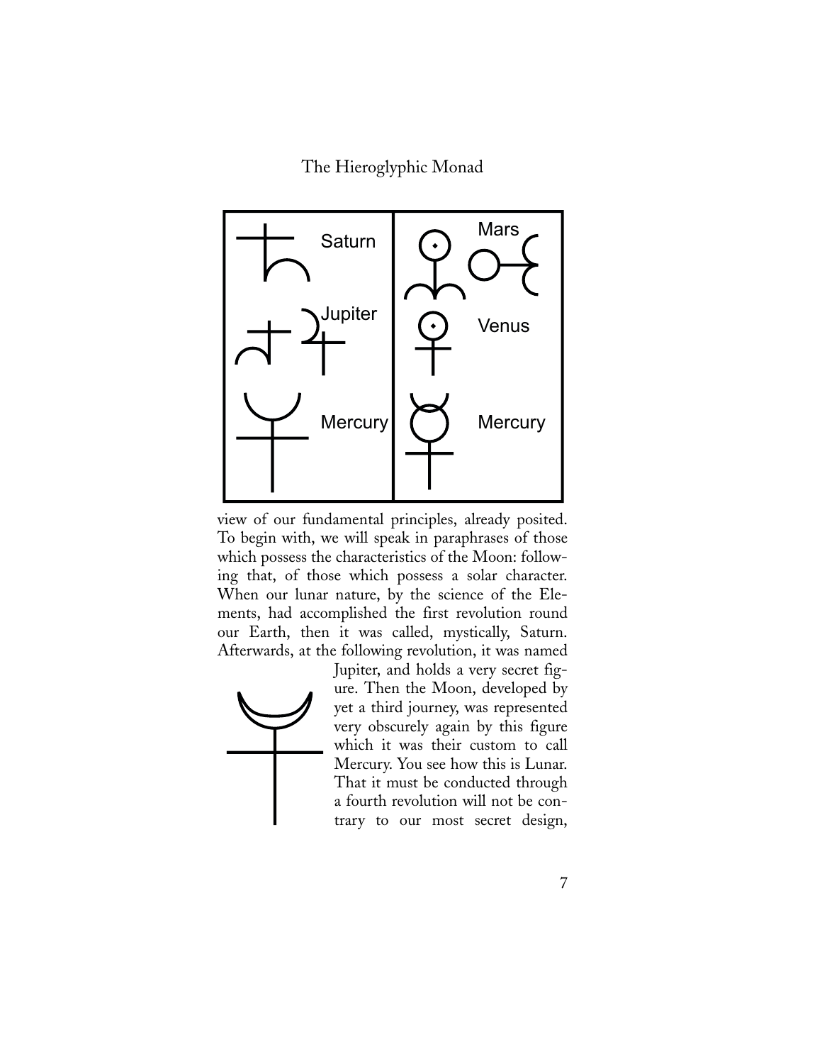Saturn

Jupiter

Mercury

Mars

Venus

Mercury

view of our fundamental principles, already posited. To begin with, we will speak in paraphrases of those which possess the characteristics of the Moon: following that, of those which possess a solar character. When our lunar nature, by the science of the Elements, had accomplished the first revolution round our Earth, then it was called, mystically, Saturn. Afterwards, at the following revolution, it was named Jupiter, and holds a very secret figure. Then the Moon, developed by yet a third journey, was represented very obscurely again by this figure which it was their custom to call Mercury. You see how this is Lunar. That it must be conducted through a fourth revolution will not be contrary to our most secret design,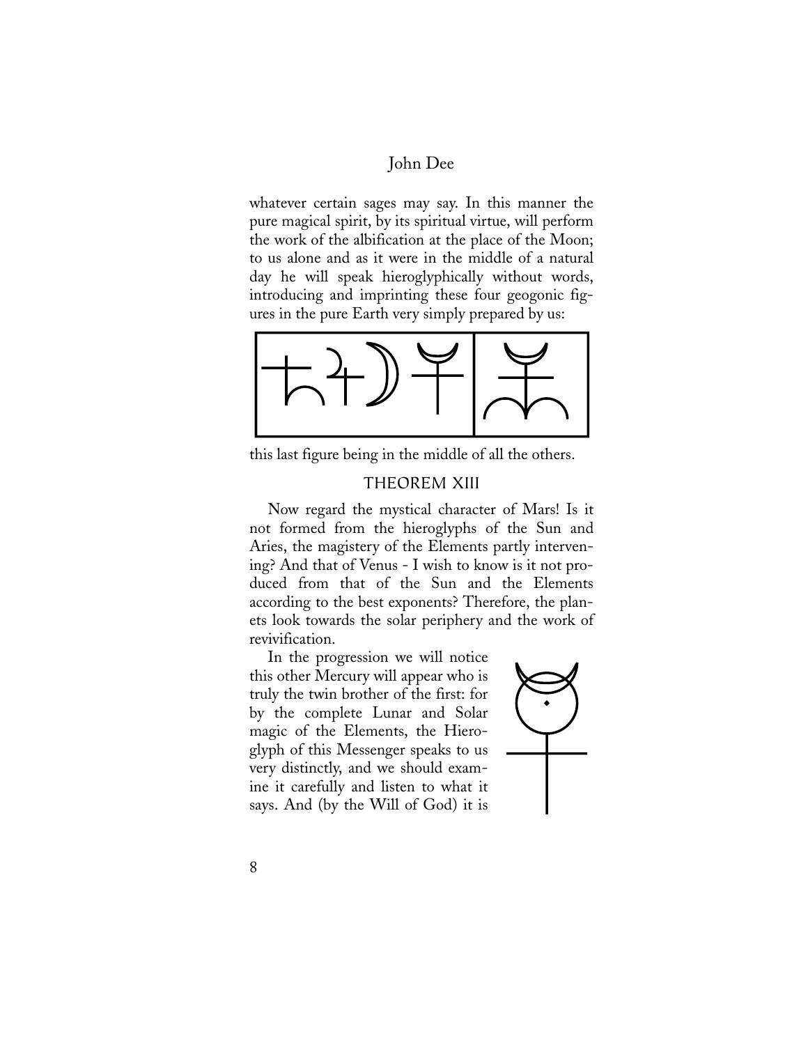whatever certain sages may say. In this manner the pure magical spirit, by its spiritual virtue, will perform the work of the albification at the place of the Moon; to us alone and as it were in the middle of a natural day he will speak hieroglyphically without words, introducing and imprinting these four geogonic figures in the pure Earth very simply prepared by us:

this last figure being in the middle of all the others.

## THEOREM XIII

Now regard the mystical character of Mars! Is it not formed from the hieroglyphs of the Sun and Aries, the magistery of the Elements partly intervening? And that of Venus - I wish to know is it not produced from that of the Sun and the Elements according to the best exponents? Therefore, the planets look towards the solar periphery and the work of revivification.

In the progression we will notice this other Mercury will appear who is truly the twin brother of the first: for by the complete Lunar and Solar magic of the Elements, the Hieroglyph of this Messenger speaks to us very distinctly, and we should examine it carefully and listen to what it says. And (by the Will of God) it is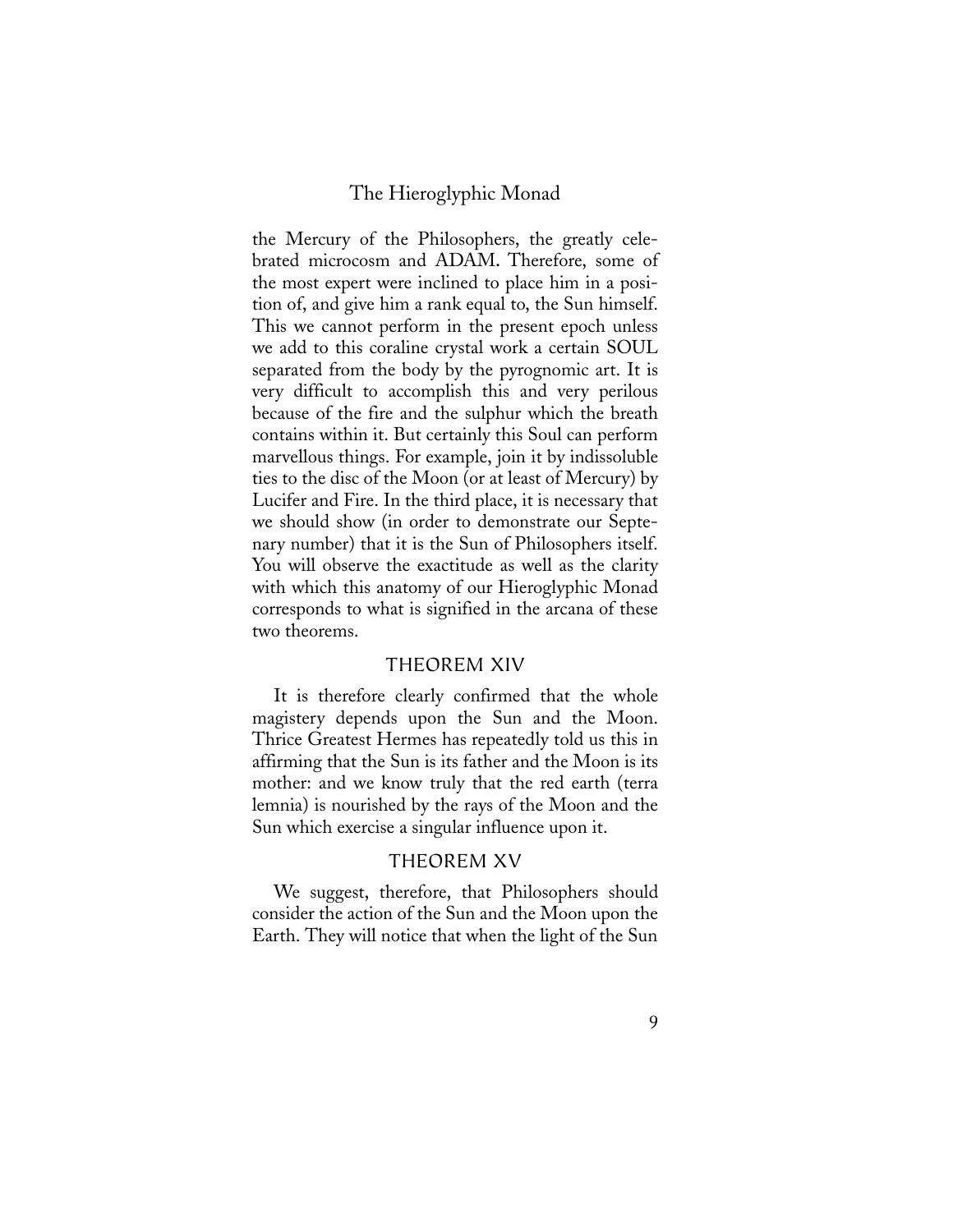the Mercury of the Philosophers, the greatly celebrated microcosm and ADAM. Therefore, some of the most expert were inclined to place him in a position of, and give him a rank equal to, the Sun himself. This we cannot perform in the present epoch unless we add to this coraline crystal work a certain SOUL separated from the body by the pyrognomic art. It is very difficult to accomplish this and very perilous because of the fire and the sulphur which the breath contains within it. But certainly this Soul can perform marvellous things. For example, join it by indissoluble ties to the disc of the Moon (or at least of Mercury) by Lucifer and Fire. In the third place, it is necessary that we should show (in order to demonstrate our Septenary number) that it is the Sun of Philosophers itself. You will observe the exactitude as well as the clarity with which this anatomy of our Hieroglyphic Monad corresponds to what is signified in the arcana of these two theorems.

## THEOREM XIV

It is therefore clearly confirmed that the whole magistery depends upon the Sun and the Moon. Thrice Greatest Hermes has repeatedly told us this in affirming that the Sun is its father and the Moon is its mother: and we know truly that the red earth (terra lemnia) is nourished by the rays of the Moon and the Sun which exercise a singular influence upon it.

## THEOREM XV

We suggest, therefore, that Philosophers should consider the action of the Sun and the Moon upon the Earth. They will notice that when the light of the Sun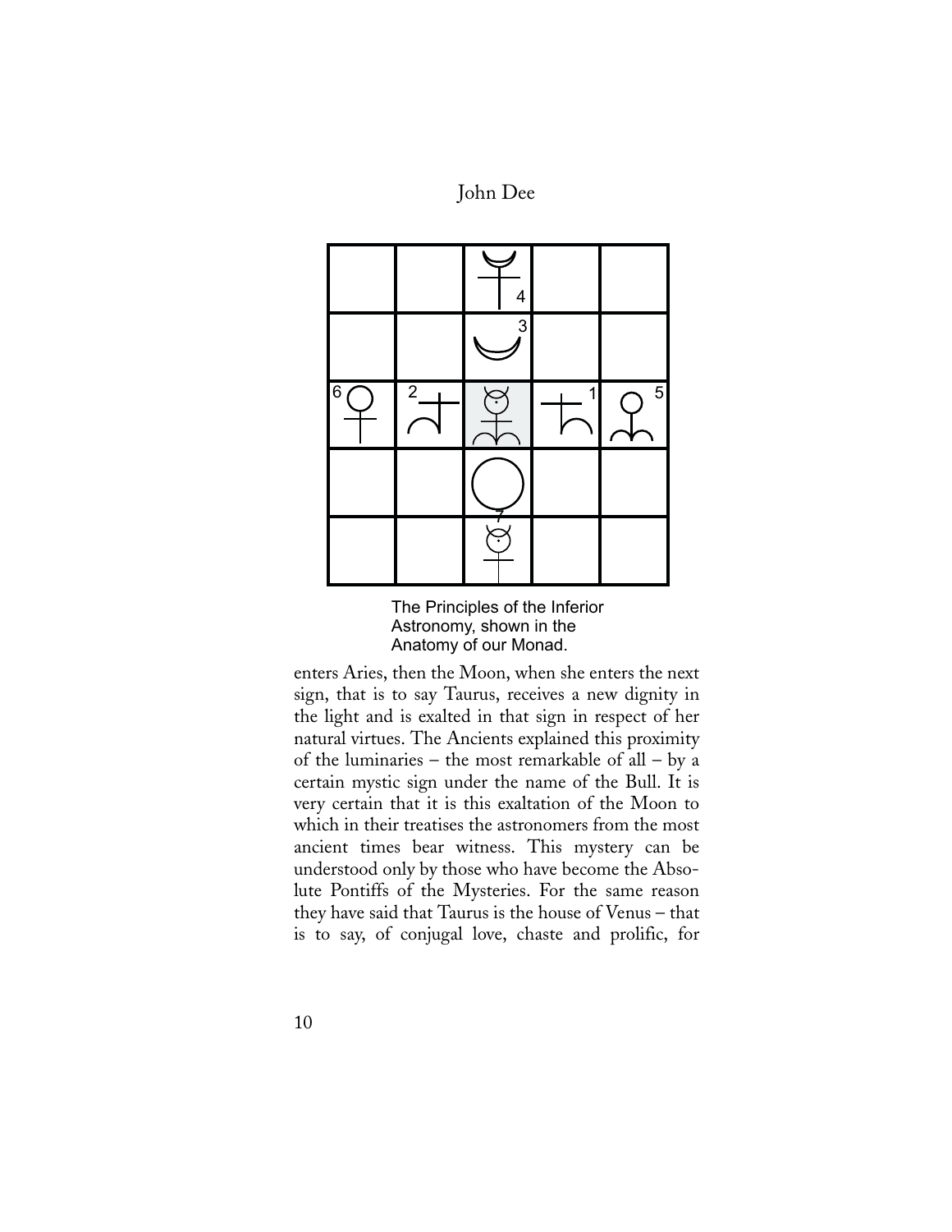The Principles of the Inferior Astronomy, shown in the Anatomy of our Monad.

enters Aries, then the Moon, when she enters the next sign, that is to say Taurus, receives a new dignity in the light and is exalted in that sign in respect of her natural virtues. The Ancients explained this proximity of the luminaries – the most remarkable of all – by a certain mystic sign under the name of the Bull. It is very certain that it is this exaltation of the Moon to which in their treatises the astronomers from the most ancient times bear witness. This mystery can be understood only by those who have become the Absolute Pontiffs of the Mysteries. For the same reason they have said that Taurus is the house of Venus – that is to say, of conjugal love, chaste and prolific, for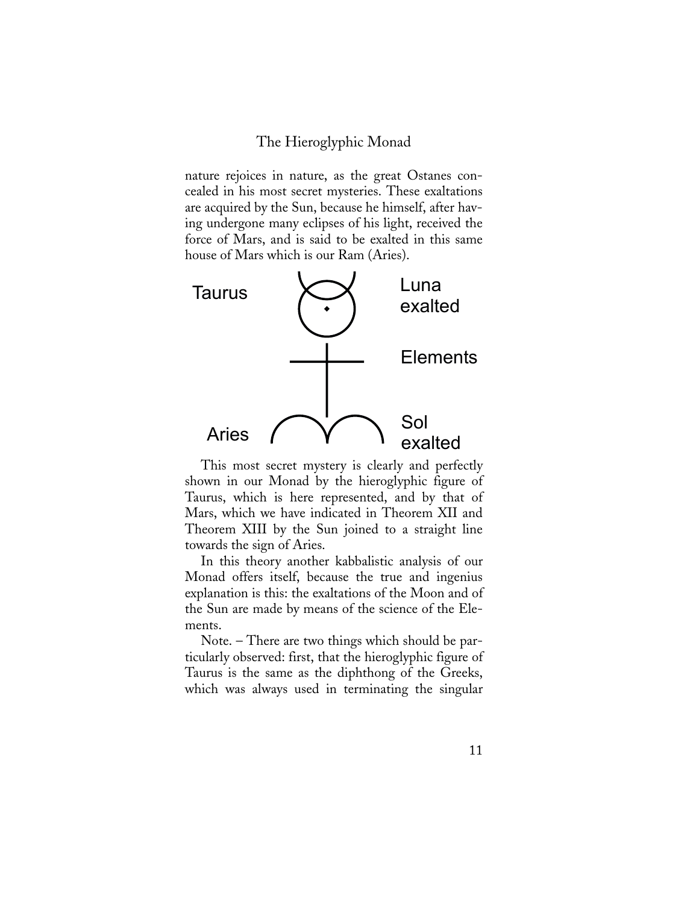nature rejoices in nature, as the great Ostanes concealed in his most secret mysteries. These exaltations are acquired by the Sun, because he himself, after having undergone many eclipses of his light, received the force of Mars, and is said to be exalted in this same house of Mars which is our Ram (Aries).

Taurus

Luna exalted

Elements

Aries

Sol exalted

This most secret mystery is clearly and perfectly shown in our Monad by the hieroglyphic figure of Taurus, which is here represented, and by that of Mars, which we have indicated in Theorem XII and Theorem XIII by the Sun joined to a straight line towards the sign of Aries.

In this theory another kabbalistic analysis of our Monad offers itself, because the true and ingenius explanation is this: the exaltations of the Moon and of the Sun are made by means of the science of the Elements.

Note. – There are two things which should be particularly observed: first, that the hieroglyphic figure of Taurus is the same as the diphthong of the Greeks, which was always used in terminating the singular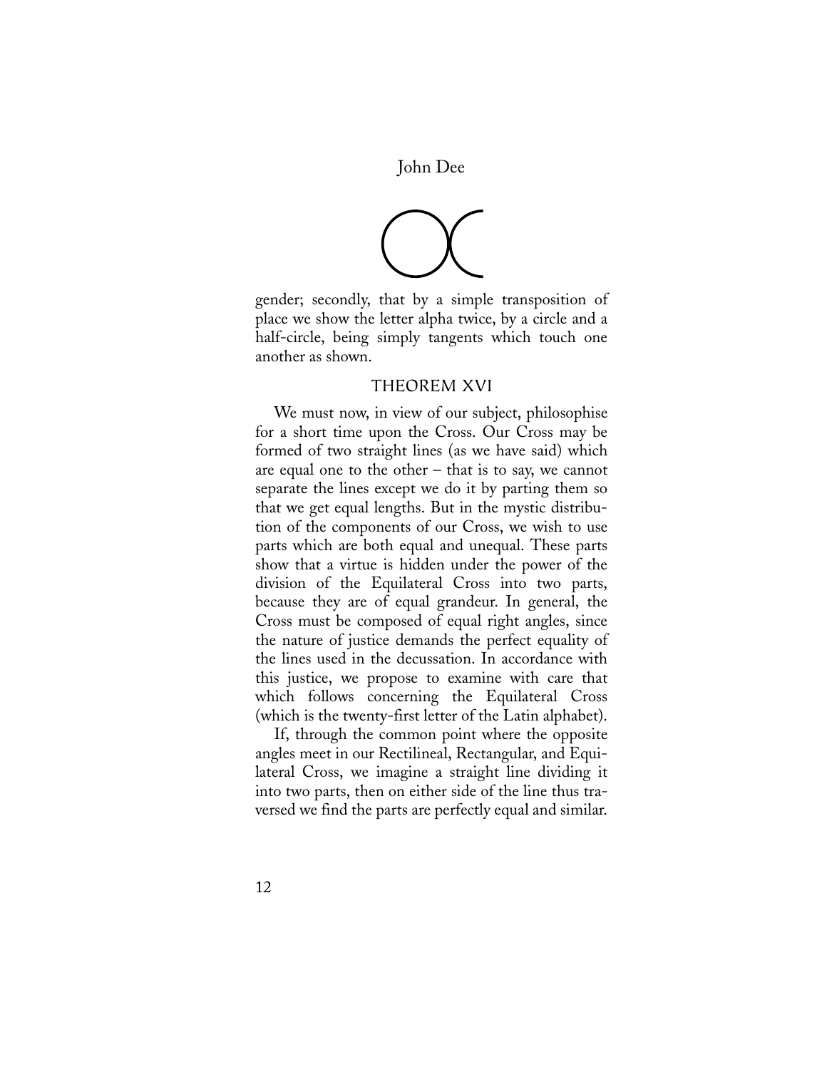gender; secondly, that by a simple transposition of place we show the letter alpha twice, by a circle and a half-circle, being simply tangents which touch one another as shown.

## THEOREM XVI

We must now, in view of our subject, philosophise for a short time upon the Cross. Our Cross may be formed of two straight lines (as we have said) which are equal one to the other – that is to say, we cannot separate the lines except we do it by parting them so that we get equal lengths. But in the mystic distribution of the components of our Cross, we wish to use parts which are both equal and unequal. These parts show that a virtue is hidden under the power of the division of the Equilateral Cross into two parts, because they are of equal grandeur. In general, the Cross must be composed of equal right angles, since the nature of justice demands the perfect equality of the lines used in the decussation. In accordance with this justice, we propose to examine with care that which follows concerning the Equilateral Cross (which is the twenty-first letter of the Latin alphabet).

If, through the common point where the opposite angles meet in our Rectilineal, Rectangular, and Equilateral Cross, we imagine a straight line dividing it into two parts, then on either side of the line thus traversed we find the parts are perfectly equal and similar.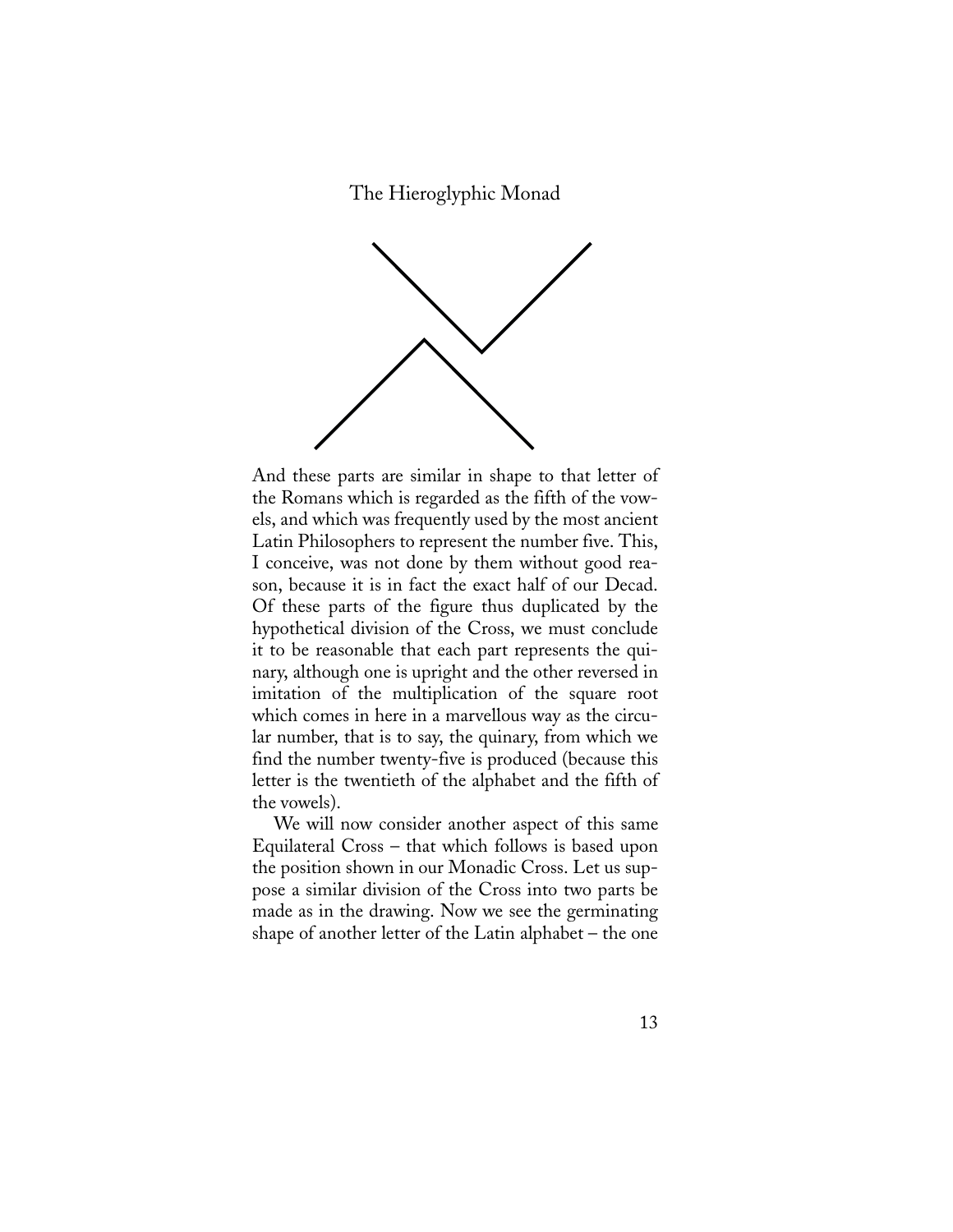And these parts are similar in shape to that letter of the Romans which is regarded as the fifth of the vowels, and which was frequently used by the most ancient Latin Philosophers to represent the number five. This, I conceive, was not done by them without good reason, because it is in fact the exact half of our Decad. Of these parts of the figure thus duplicated by the hypothetical division of the Cross, we must conclude it to be reasonable that each part represents the quinary, although one is upright and the other reversed in imitation of the multiplication of the square root which comes in here in a marvellous way as the circular number, that is to say, the quinary, from which we find the number twenty-five is produced (because this letter is the twentieth of the alphabet and the fifth of the vowels).

We will now consider another aspect of this same Equilateral Cross – that which follows is based upon the position shown in our Monadic Cross. Let us suppose a similar division of the Cross into two parts be made as in the drawing. Now we see the germinating shape of another letter of the Latin alphabet – the one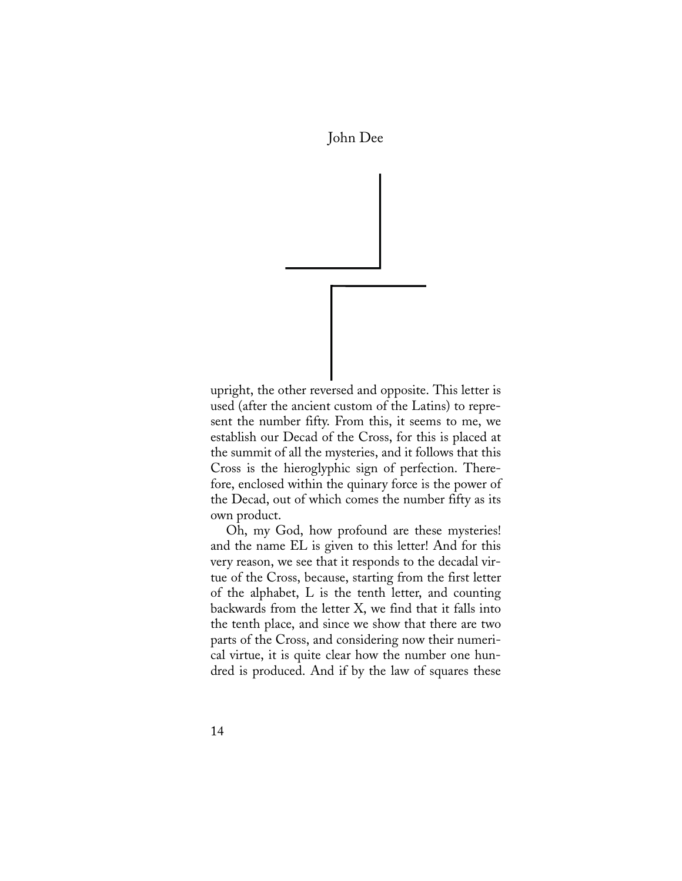upright, the other reversed and opposite. This letter is used (after the ancient custom of the Latins) to represent the number fifty. From this, it seems to me, we establish our Decad of the Cross, for this is placed at the summit of all the mysteries, and it follows that this Cross is the hieroglyphic sign of perfection. Therefore, enclosed within the quinary force is the power of the Decad, out of which comes the number fifty as its own product.

Oh, my God, how profound are these mysteries! and the name EL is given to this letter! And for this very reason, we see that it responds to the decadal virtue of the Cross, because, starting from the first letter of the alphabet, L is the tenth letter, and counting backwards from the letter X, we find that it falls into the tenth place, and since we show that there are two parts of the Cross, and considering now their numerical virtue, it is quite clear how the number one hundred is produced. And if by the law of squares these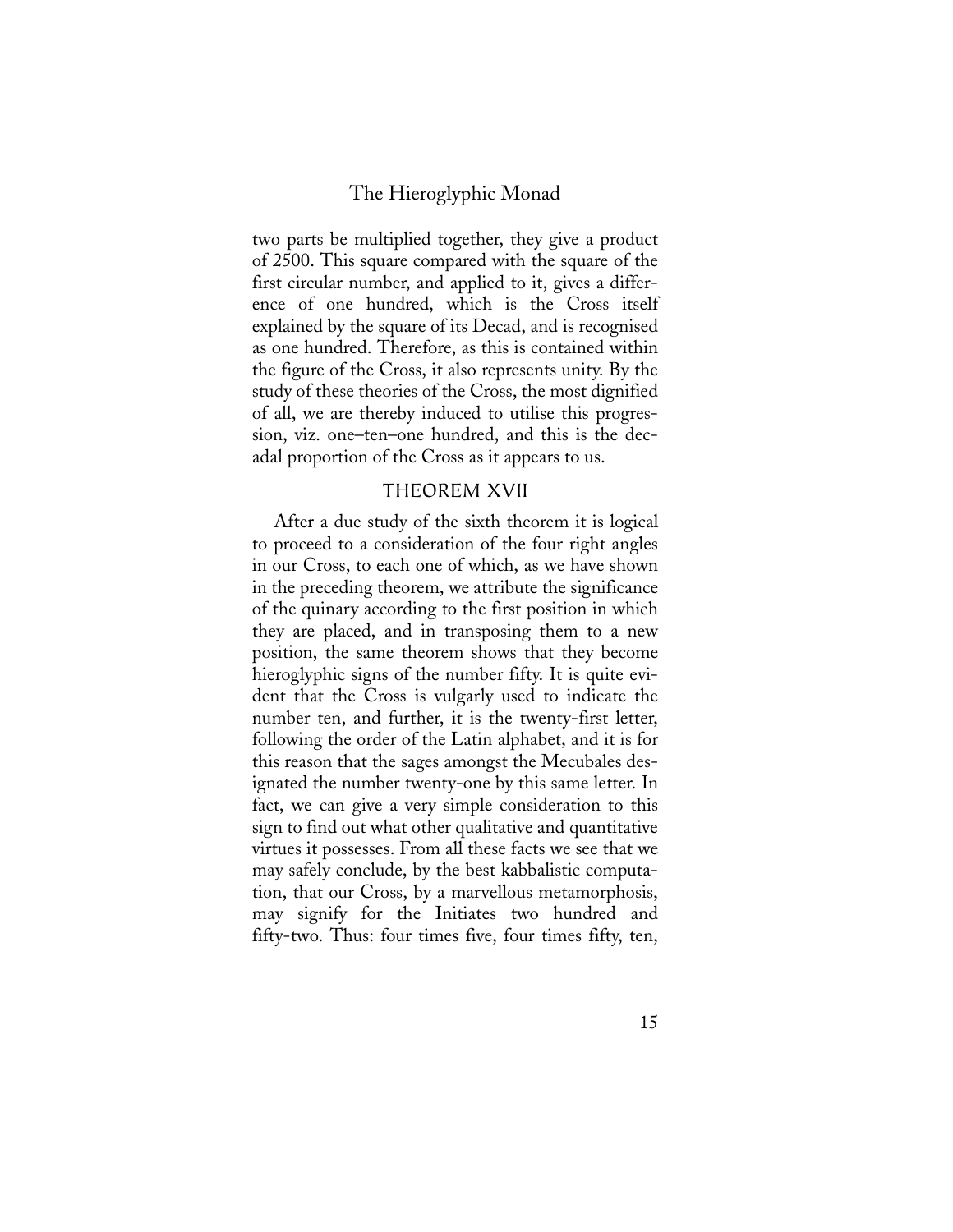two parts be multiplied together, they give a product of 2500. This square compared with the square of the first circular number, and applied to it, gives a difference of one hundred, which is the Cross itself explained by the square of its Decad, and is recognised as one hundred. Therefore, as this is contained within the figure of the Cross, it also represents unity. By the study of these theories of the Cross, the most dignified of all, we are thereby induced to utilise this progression, viz. one–ten–one hundred, and this is the decadal proportion of the Cross as it appears to us.

## THEOREM XVII

After a due study of the sixth theorem it is logical to proceed to a consideration of the four right angles in our Cross, to each one of which, as we have shown in the preceding theorem, we attribute the significance of the quinary according to the first position in which they are placed, and in transposing them to a new position, the same theorem shows that they become hieroglyphic signs of the number fifty. It is quite evident that the Cross is vulgarly used to indicate the number ten, and further, it is the twenty-first letter, following the order of the Latin alphabet, and it is for this reason that the sages amongst the Mecubales designated the number twenty-one by this same letter. In fact, we can give a very simple consideration to this sign to find out what other qualitative and quantitative virtues it possesses. From all these facts we see that we may safely conclude, by the best kabbalistic computation, that our Cross, by a marvellous metamorphosis, may signify for the Initiates two hundred and fifty-two. Thus: four times five, four times fifty, ten,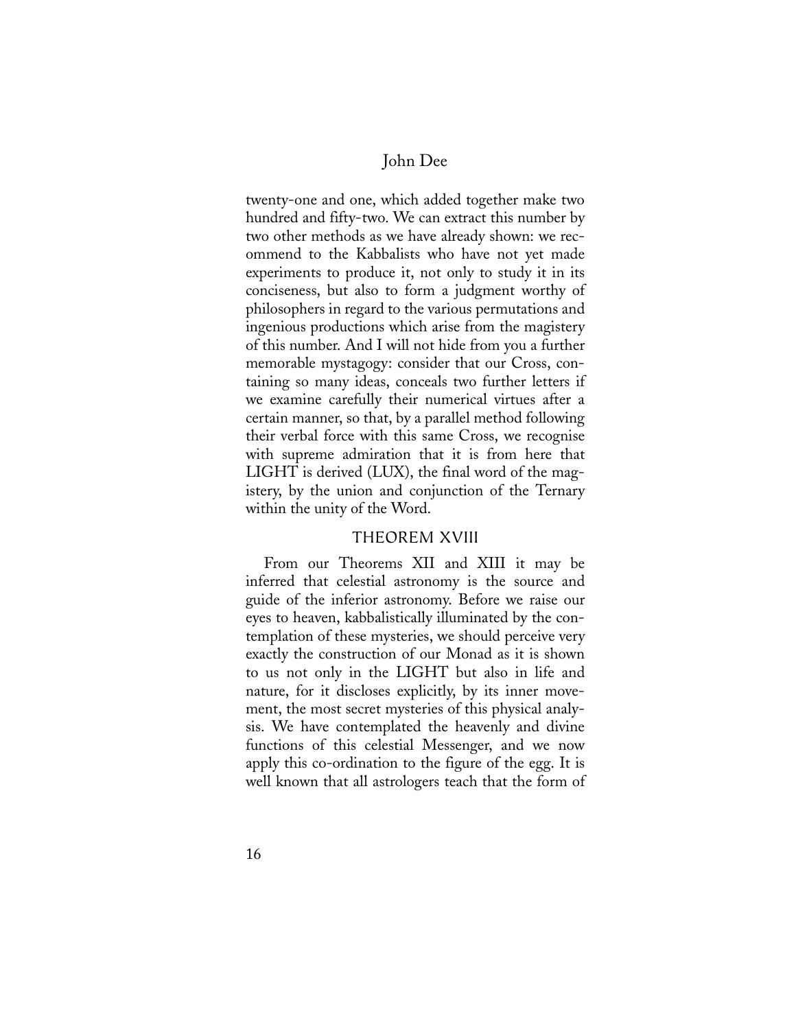twenty-one and one, which added together make two hundred and fifty-two. We can extract this number by two other methods as we have already shown: we recommend to the Kabbalists who have not yet made experiments to produce it, not only to study it in its conciseness, but also to form a judgment worthy of philosophers in regard to the various permutations and ingenious productions which arise from the magistery of this number. And I will not hide from you a further memorable mystagogy: consider that our Cross, containing so many ideas, conceals two further letters if we examine carefully their numerical virtues after a certain manner, so that, by a parallel method following their verbal force with this same Cross, we recognise with supreme admiration that it is from here that LIGHT is derived (LUX), the final word of the magistery, by the union and conjunction of the Ternary within the unity of the Word.

## THEOREM XVIII

From our Theorems XII and XIII it may be inferred that celestial astronomy is the source and guide of the inferior astronomy. Before we raise our eyes to heaven, kabbalistically illuminated by the contemplation of these mysteries, we should perceive very exactly the construction of our Monad as it is shown to us not only in the LIGHT but also in life and nature, for it discloses explicitly, by its inner movement, the most secret mysteries of this physical analysis. We have contemplated the heavenly and divine functions of this celestial Messenger, and we now apply this co-ordination to the figure of the egg. It is well known that all astrologers teach that the form of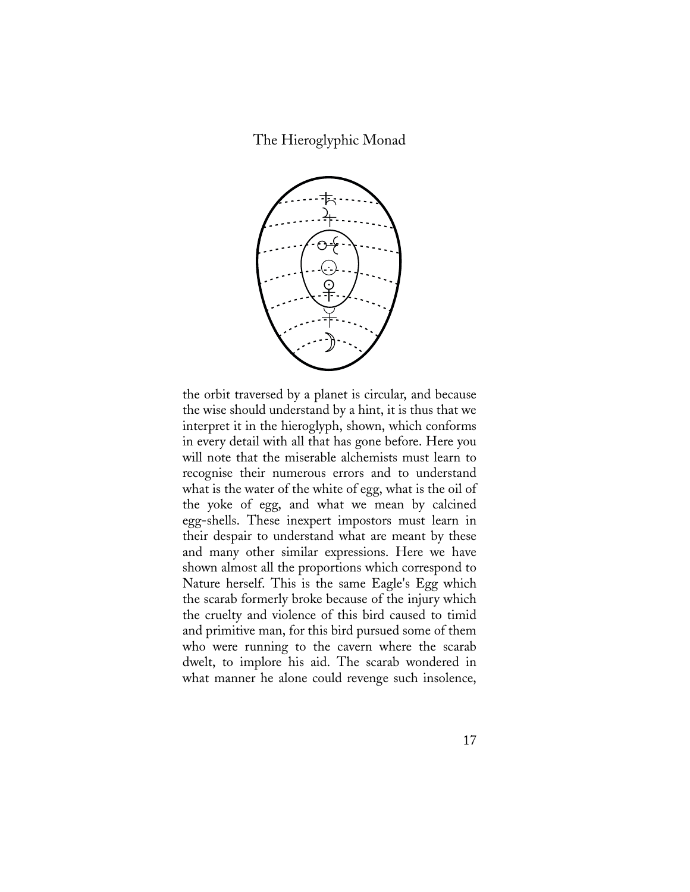the orbit traversed by a planet is circular, and because the wise should understand by a hint, it is thus that we interpret it in the hieroglyph, shown, which conforms in every detail with all that has gone before. Here you will note that the miserable alchemists must learn to recognise their numerous errors and to understand what is the water of the white of egg, what is the oil of the yoke of egg, and what we mean by calcined egg-shells. These inexpert impostors must learn in their despair to understand what are meant by these and many other similar expressions. Here we have shown almost all the proportions which correspond to Nature herself. This is the same Eagle's Egg which the scarab formerly broke because of the injury which the cruelty and violence of this bird caused to timid and primitive man, for this bird pursued some of them who were running to the cavern where the scarab dwelt, to implore his aid. The scarab wondered in what manner he alone could revenge such insolence,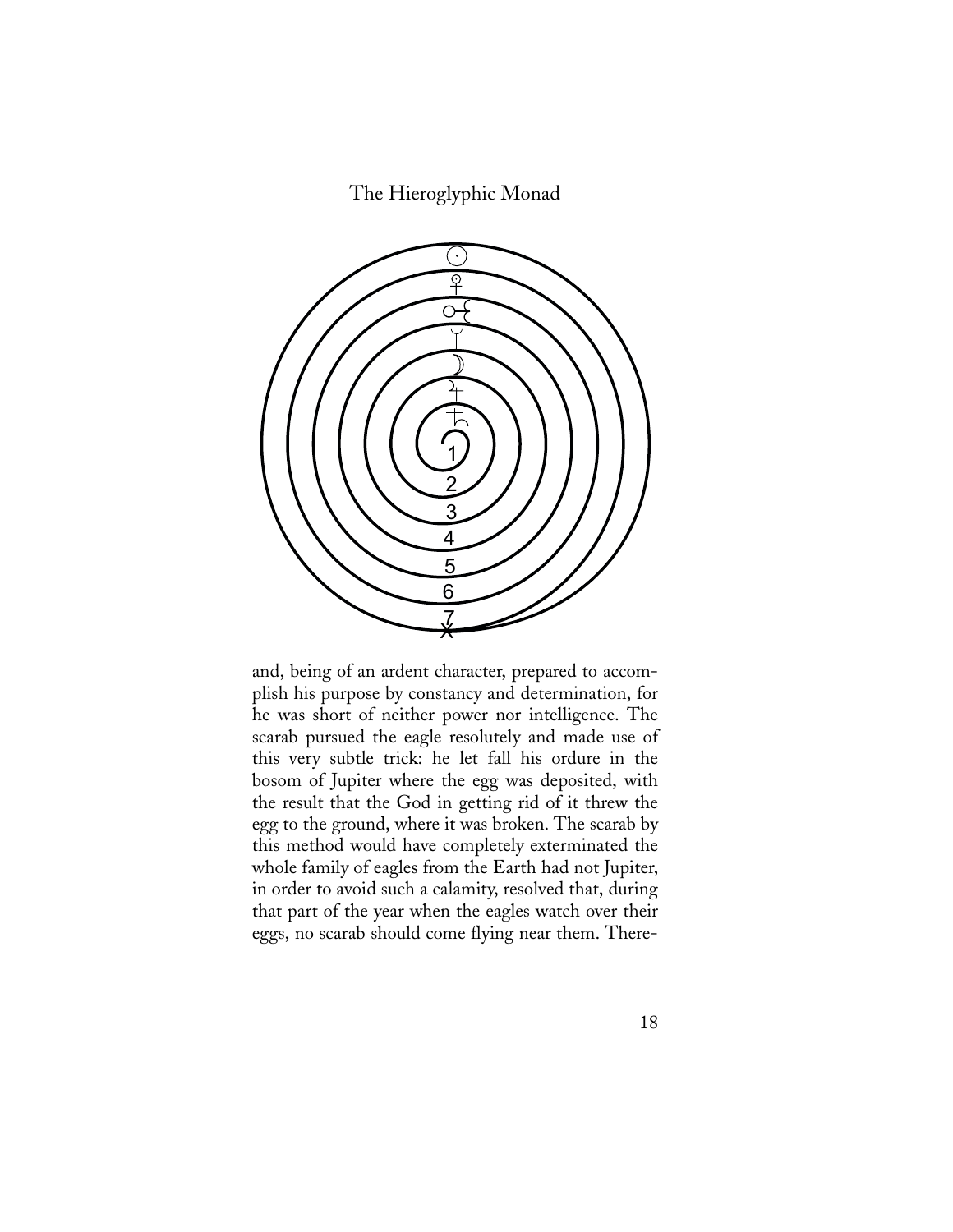1
2
3
4
5
6
7

and, being of an ardent character, prepared to accomplish his purpose by constancy and determination, for he was short of neither power nor intelligence. The scarab pursued the eagle resolutely and made use of this very subtle trick: he let fall his ordure in the bosom of Jupiter where the egg was deposited, with the result that the God in getting rid of it threw the egg to the ground, where it was broken. The scarab by this method would have completely exterminated the whole family of eagles from the Earth had not Jupiter, in order to avoid such a calamity, resolved that, during that part of the year when the eagles watch over their eggs, no scarab should come flying near them. There-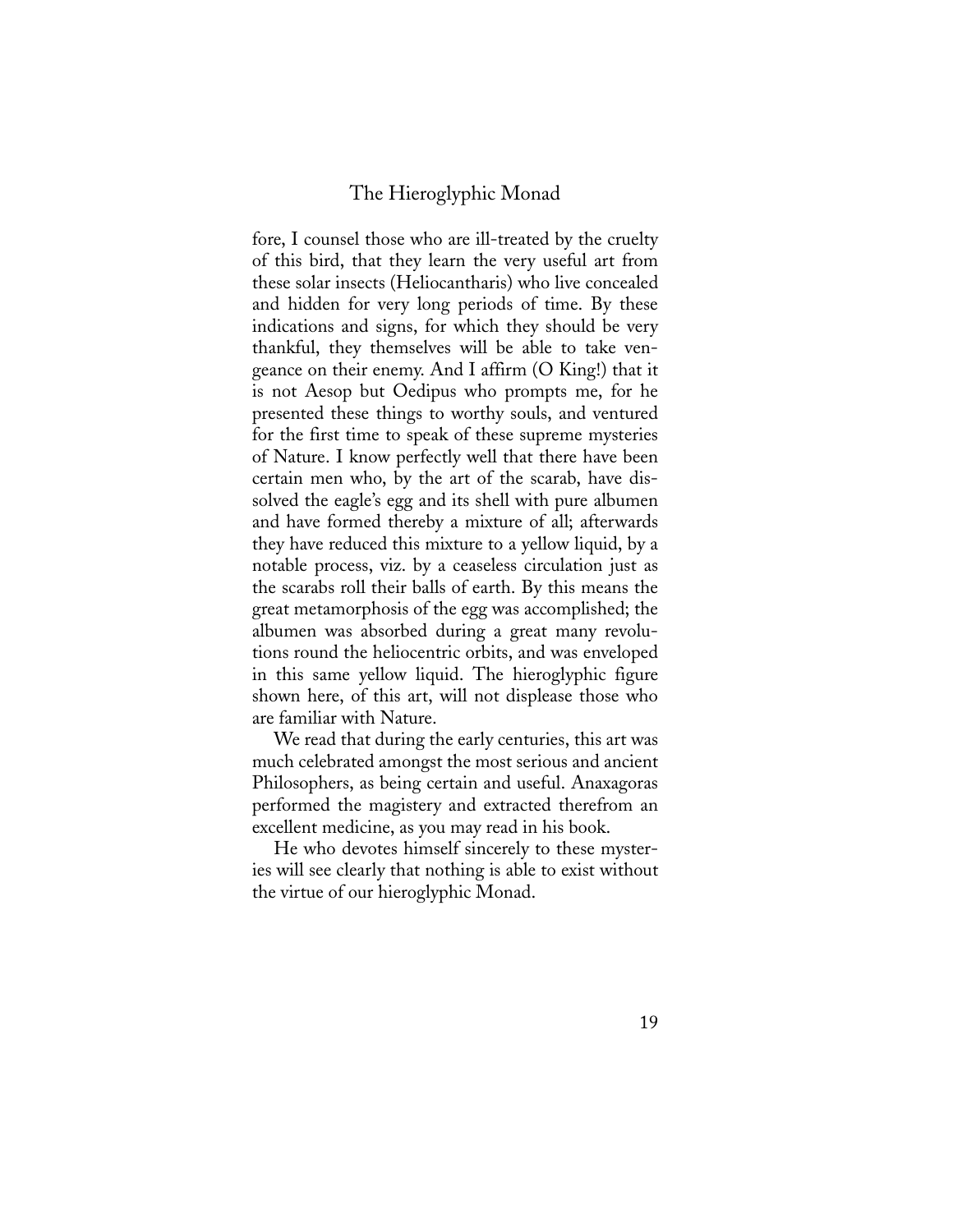fore, I counsel those who are ill-treated by the cruelty of this bird, that they learn the very useful art from these solar insects (Heliocantharis) who live concealed and hidden for very long periods of time. By these indications and signs, for which they should be very thankful, they themselves will be able to take vengeance on their enemy. And I affirm (O King!) that it is not Aesop but Oedipus who prompts me, for he presented these things to worthy souls, and ventured for the first time to speak of these supreme mysteries of Nature. I know perfectly well that there have been certain men who, by the art of the scarab, have dissolved the eagle's egg and its shell with pure albumen and have formed thereby a mixture of all; afterwards they have reduced this mixture to a yellow liquid, by a notable process, viz. by a ceaseless circulation just as the scarabs roll their balls of earth. By this means the great metamorphosis of the egg was accomplished; the albumen was absorbed during a great many revolutions round the heliocentric orbits, and was enveloped in this same yellow liquid. The hieroglyphic figure shown here, of this art, will not displease those who are familiar with Nature.

We read that during the early centuries, this art was much celebrated amongst the most serious and ancient Philosophers, as being certain and useful. Anaxagoras performed the magistery and extracted therefrom an excellent medicine, as you may read in his book.

He who devotes himself sincerely to these mysteries will see clearly that nothing is able to exist without the virtue of our hieroglyphic Monad.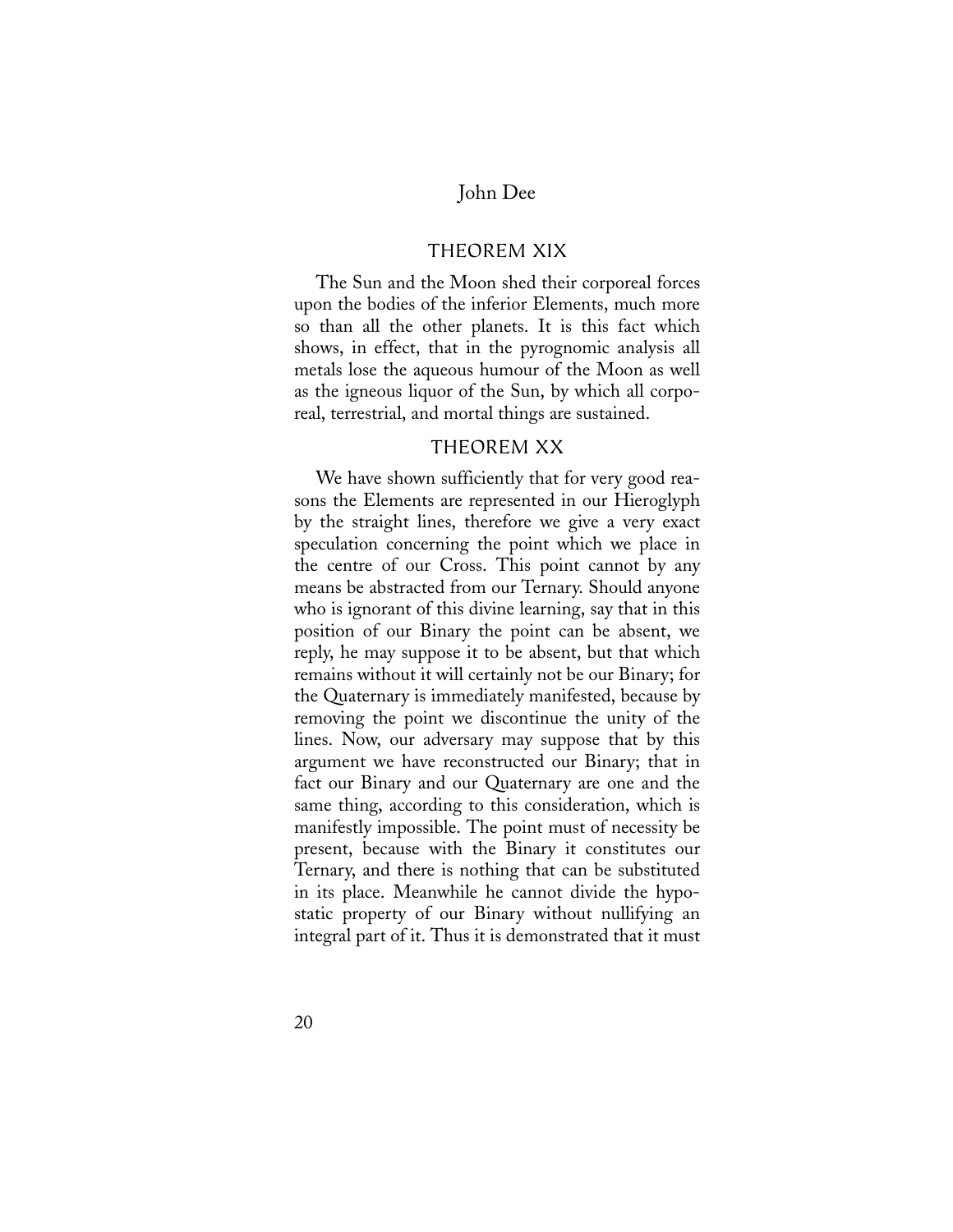## THEOREM XIX

The Sun and the Moon shed their corporeal forces upon the bodies of the inferior Elements, much more so than all the other planets. It is this fact which shows, in effect, that in the pyrognomic analysis all metals lose the aqueous humour of the Moon as well as the igneous liquor of the Sun, by which all corporeal, terrestrial, and mortal things are sustained.

## THEOREM XX

We have shown sufficiently that for very good reasons the Elements are represented in our Hieroglyph by the straight lines, therefore we give a very exact speculation concerning the point which we place in the centre of our Cross. This point cannot by any means be abstracted from our Ternary. Should anyone who is ignorant of this divine learning, say that in this position of our Binary the point can be absent, we reply, he may suppose it to be absent, but that which remains without it will certainly not be our Binary; for the Quaternary is immediately manifested, because by removing the point we discontinue the unity of the lines. Now, our adversary may suppose that by this argument we have reconstructed our Binary; that in fact our Binary and our Quaternary are one and the same thing, according to this consideration, which is manifestly impossible. The point must of necessity be present, because with the Binary it constitutes our Ternary, and there is nothing that can be substituted in its place. Meanwhile he cannot divide the hypostatic property of our Binary without nullifying an integral part of it. Thus it is demonstrated that it must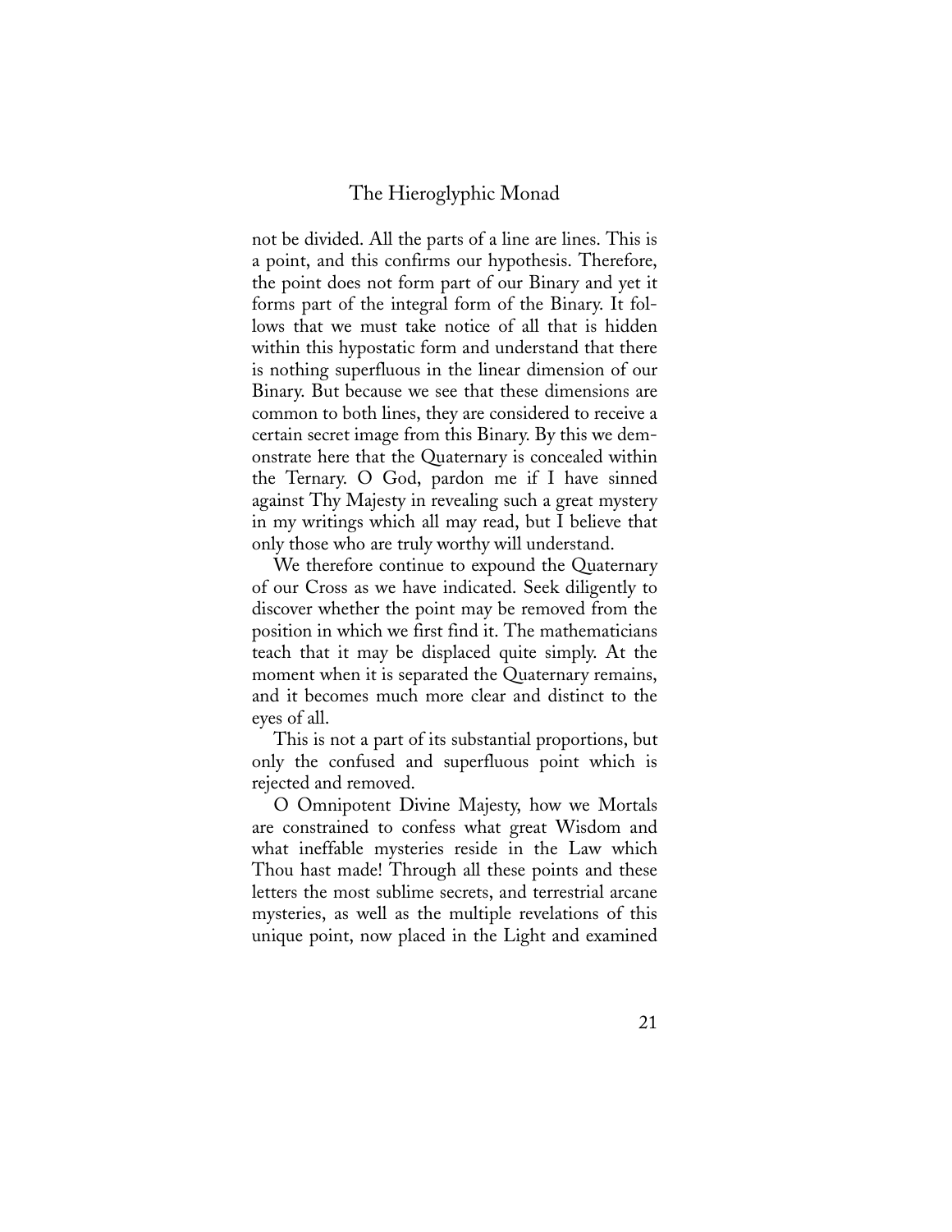not be divided. All the parts of a line are lines. This is a point, and this confirms our hypothesis. Therefore, the point does not form part of our Binary and yet it forms part of the integral form of the Binary. It follows that we must take notice of all that is hidden within this hypostatic form and understand that there is nothing superfluous in the linear dimension of our Binary. But because we see that these dimensions are common to both lines, they are considered to receive a certain secret image from this Binary. By this we demonstrate here that the Quaternary is concealed within the Ternary. O God, pardon me if I have sinned against Thy Majesty in revealing such a great mystery in my writings which all may read, but I believe that only those who are truly worthy will understand.

We therefore continue to expound the Quaternary of our Cross as we have indicated. Seek diligently to discover whether the point may be removed from the position in which we first find it. The mathematicians teach that it may be displaced quite simply. At the moment when it is separated the Quaternary remains, and it becomes much more clear and distinct to the eyes of all.

This is not a part of its substantial proportions, but only the confused and superfluous point which is rejected and removed.

O Omnipotent Divine Majesty, how we Mortals are constrained to confess what great Wisdom and what ineffable mysteries reside in the Law which Thou hast made! Through all these points and these letters the most sublime secrets, and terrestrial arcane mysteries, as well as the multiple revelations of this unique point, now placed in the Light and examined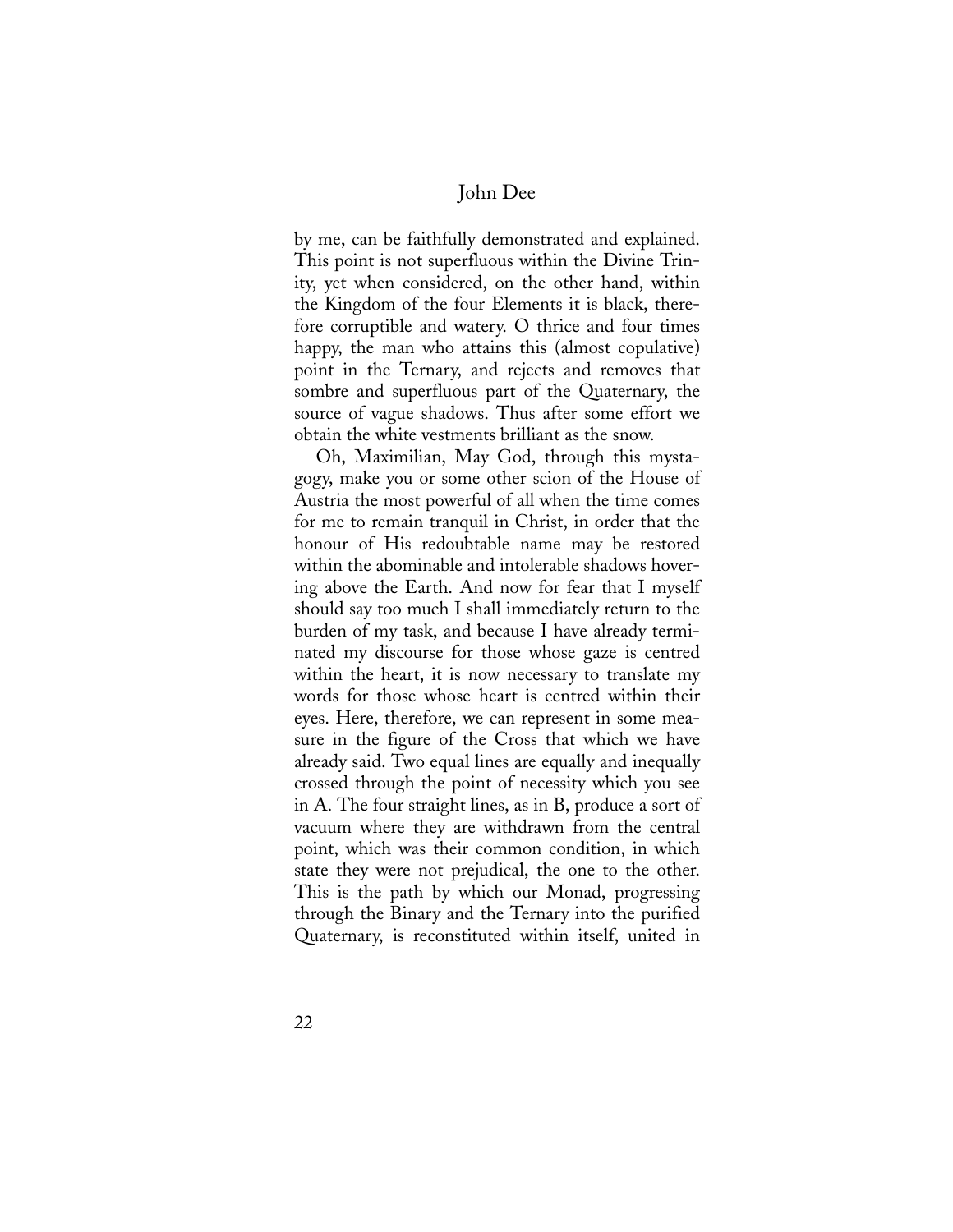by me, can be faithfully demonstrated and explained. This point is not superfluous within the Divine Trinity, yet when considered, on the other hand, within the Kingdom of the four Elements it is black, therefore corruptible and watery. O thrice and four times happy, the man who attains this (almost copulative) point in the Ternary, and rejects and removes that sombre and superfluous part of the Quaternary, the source of vague shadows. Thus after some effort we obtain the white vestments brilliant as the snow.

Oh, Maximilian, May God, through this mystagogy, make you or some other scion of the House of Austria the most powerful of all when the time comes for me to remain tranquil in Christ, in order that the honour of His redoubtable name may be restored within the abominable and intolerable shadows hovering above the Earth. And now for fear that I myself should say too much I shall immediately return to the burden of my task, and because I have already terminated my discourse for those whose gaze is centred within the heart, it is now necessary to translate my words for those whose heart is centred within their eyes. Here, therefore, we can represent in some measure in the figure of the Cross that which we have already said. Two equal lines are equally and inequally crossed through the point of necessity which you see in A. The four straight lines, as in B, produce a sort of vacuum where they are withdrawn from the central point, which was their common condition, in which state they were not prejudical, the one to the other. This is the path by which our Monad, progressing through the Binary and the Ternary into the purified Quaternary, is reconstituted within itself, united in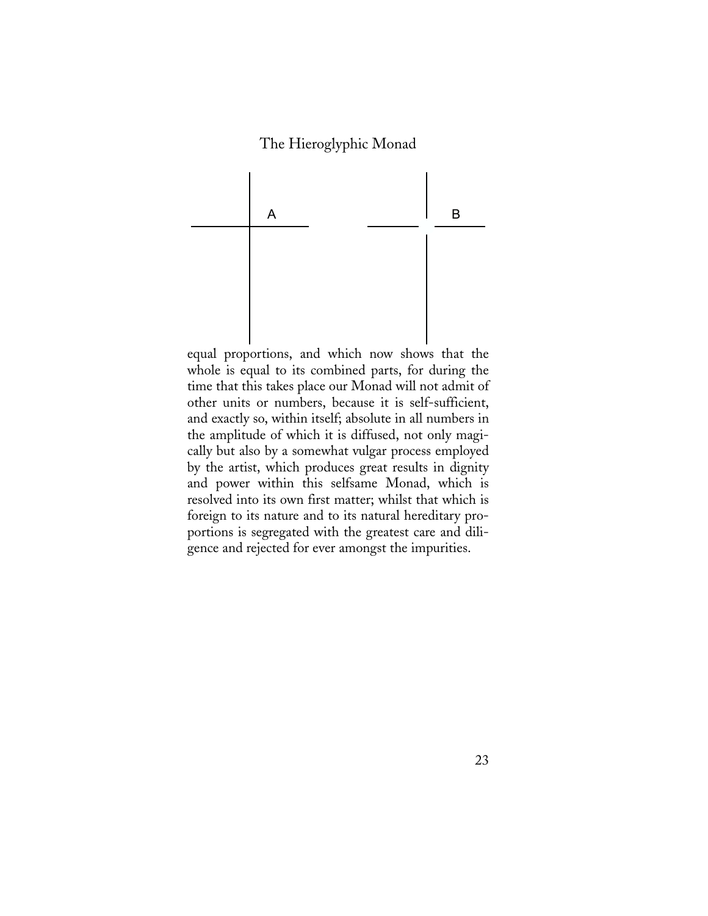A

B

equal proportions, and which now shows that the whole is equal to its combined parts, for during the time that this takes place our Monad will not admit of other units or numbers, because it is self-sufficient, and exactly so, within itself; absolute in all numbers in the amplitude of which it is diffused, not only magically but also by a somewhat vulgar process employed by the artist, which produces great results in dignity and power within this selfsame Monad, which is resolved into its own first matter; whilst that which is foreign to its nature and to its natural hereditary proportions is segregated with the greatest care and diligence and rejected for ever amongst the impurities.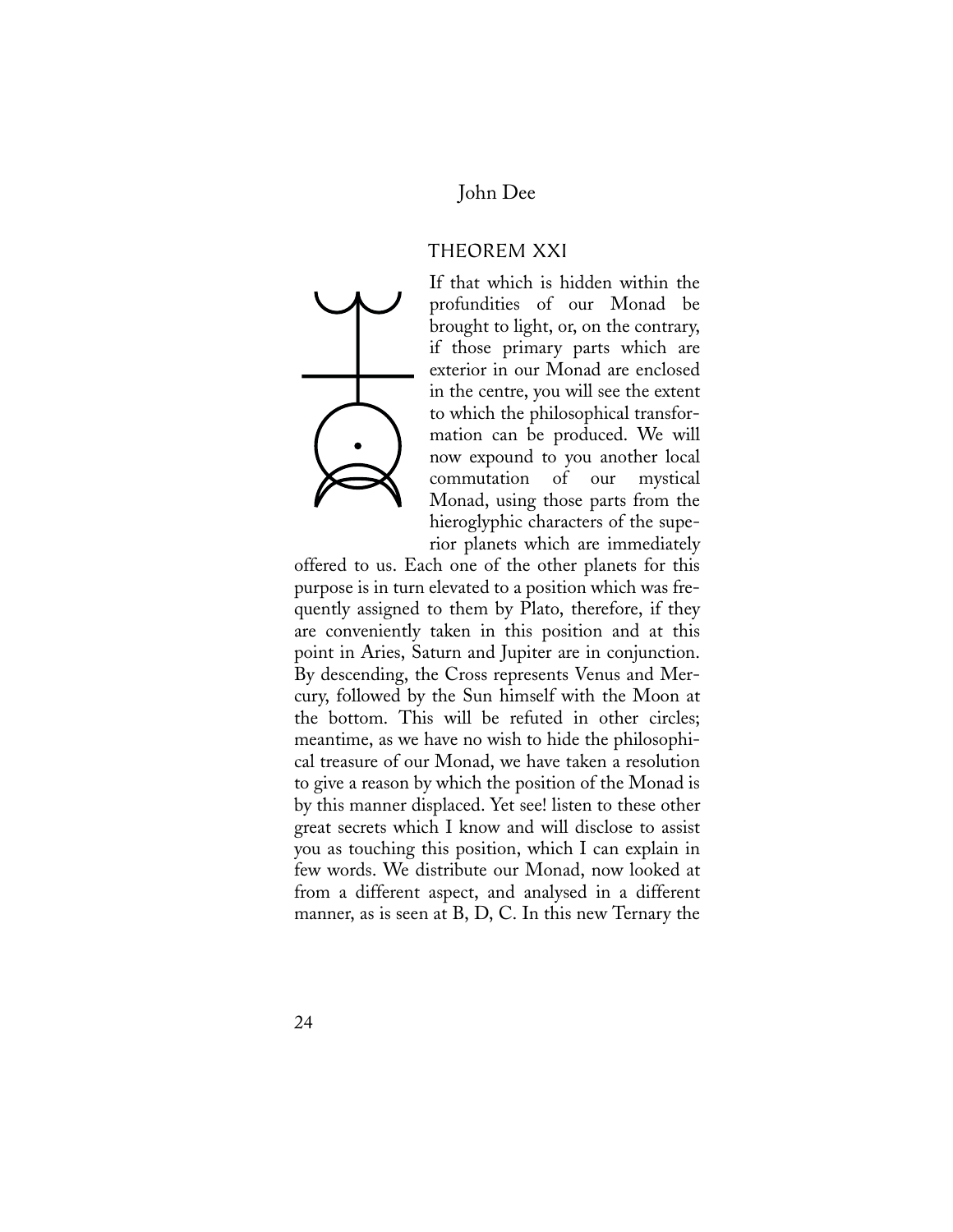## THEOREM XXI

If that which is hidden within the profundities of our Monad be brought to light, or, on the contrary, if those primary parts which are exterior in our Monad are enclosed in the centre, you will see the extent to which the philosophical transformation can be produced. We will now expound to you another local commutation of our mystical Monad, using those parts from the hieroglyphic characters of the superior planets which are immediately offered to us. Each one of the other planets for this purpose is in turn elevated to a position which was frequently assigned to them by Plato, therefore, if they are conveniently taken in this position and at this point in Aries, Saturn and Jupiter are in conjunction. By descending, the Cross represents Venus and Mercury, followed by the Sun himself with the Moon at the bottom. This will be refuted in other circles; meantime, as we have no wish to hide the philosophical treasure of our Monad, we have taken a resolution to give a reason by which the position of the Monad is by this manner displaced. Yet see! listen to these other great secrets which I know and will disclose to assist you as touching this position, which I can explain in few words. We distribute our Monad, now looked at from a different aspect, and analysed in a different manner, as is seen at B, D, C. In this new Ternary the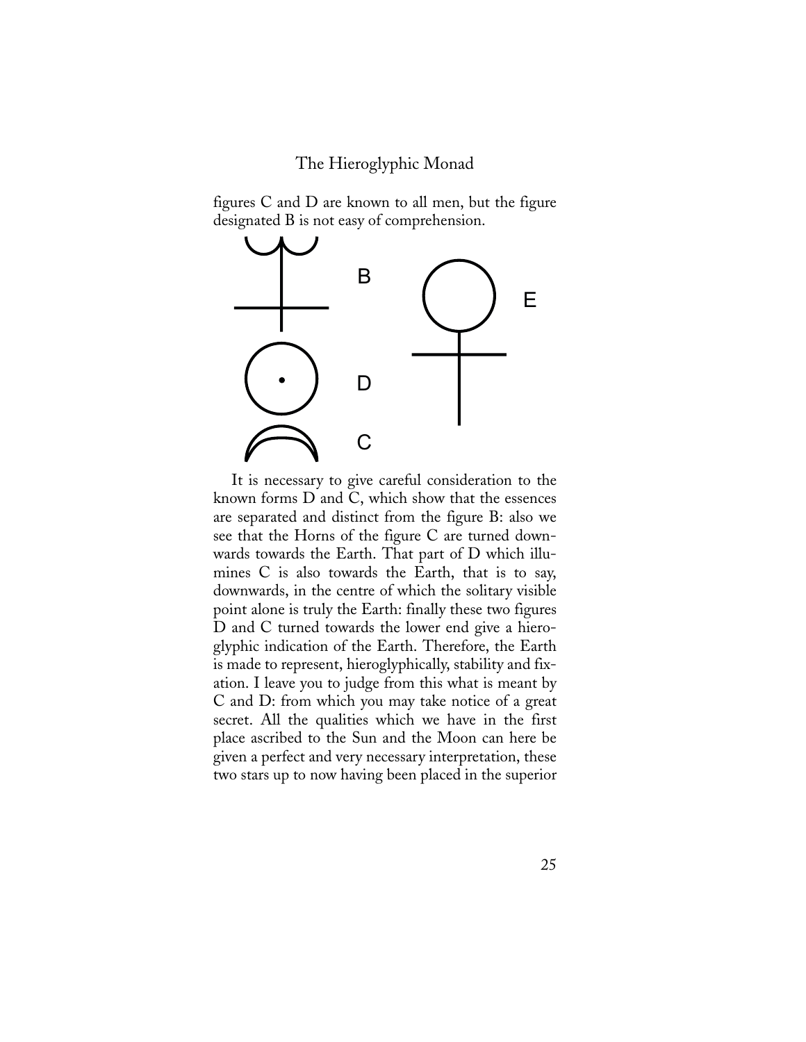figures C and D are known to all men, but the figure designated B is not easy of comprehension.

B

E

D

C

It is necessary to give careful consideration to the known forms D and C, which show that the essences are separated and distinct from the figure B: also we see that the Horns of the figure C are turned downwards towards the Earth. That part of D which illumines C is also towards the Earth, that is to say, downwards, in the centre of which the solitary visible point alone is truly the Earth: finally these two figures D and C turned towards the lower end give a hieroglyphic indication of the Earth. Therefore, the Earth is made to represent, hieroglyphically, stability and fixation. I leave you to judge from this what is meant by C and D: from which you may take notice of a great secret. All the qualities which we have in the first place ascribed to the Sun and the Moon can here be given a perfect and very necessary interpretation, these two stars up to now having been placed in the superior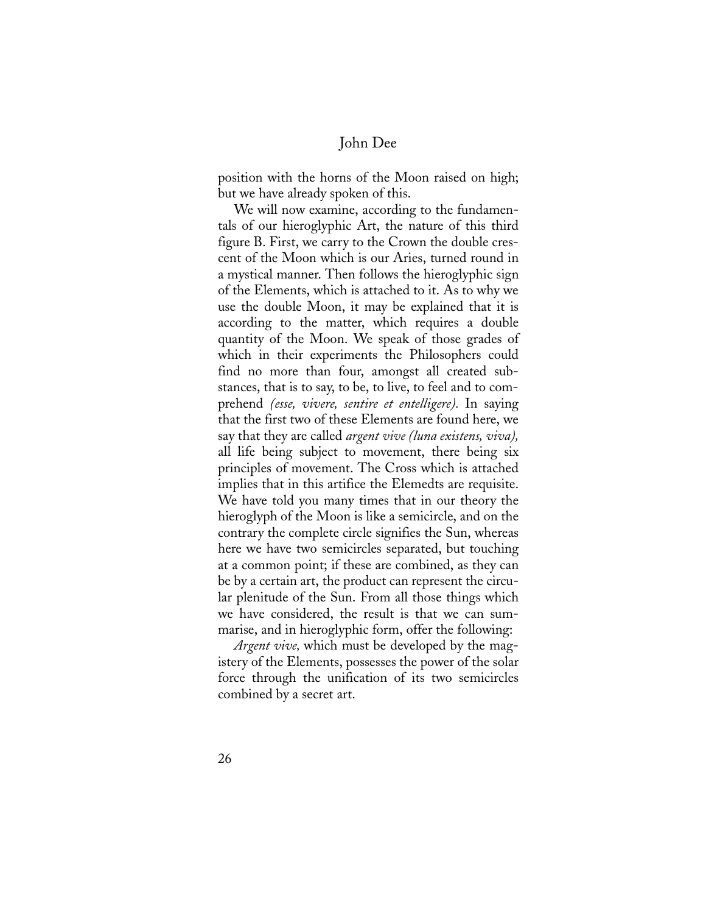position with the horns of the Moon raised on high; but we have already spoken of this.

We will now examine, according to the fundamentals of our hieroglyphic Art, the nature of this third figure B. First, we carry to the Crown the double crescent of the Moon which is our Aries, turned round in a mystical manner. Then follows the hieroglyphic sign of the Elements, which is attached to it. As to why we use the double Moon, it may be explained that it is according to the matter, which requires a double quantity of the Moon. We speak of those grades of which in their experiments the Philosophers could find no more than four, amongst all created substances, that is to say, to be, to live, to feel and to comprehend *(esse, vivere, sentire et entelligere).* In saying that the first two of these Elements are found here, we say that they are called *argent vive (luna existens, viva),* all life being subject to movement, there being six principles of movement. The Cross which is attached implies that in this artifice the Elemedts are requisite. We have told you many times that in our theory the hieroglyph of the Moon is like a semicircle, and on the contrary the complete circle signifies the Sun, whereas here we have two semicircles separated, but touching at a common point; if these are combined, as they can be by a certain art, the product can represent the circular plenitude of the Sun. From all those things which we have considered, the result is that we can summarise, and in hieroglyphic form, offer the following:

*Argent vive,* which must be developed by the magistery of the Elements, possesses the power of the solar force through the unification of its two semicircles combined by a secret art.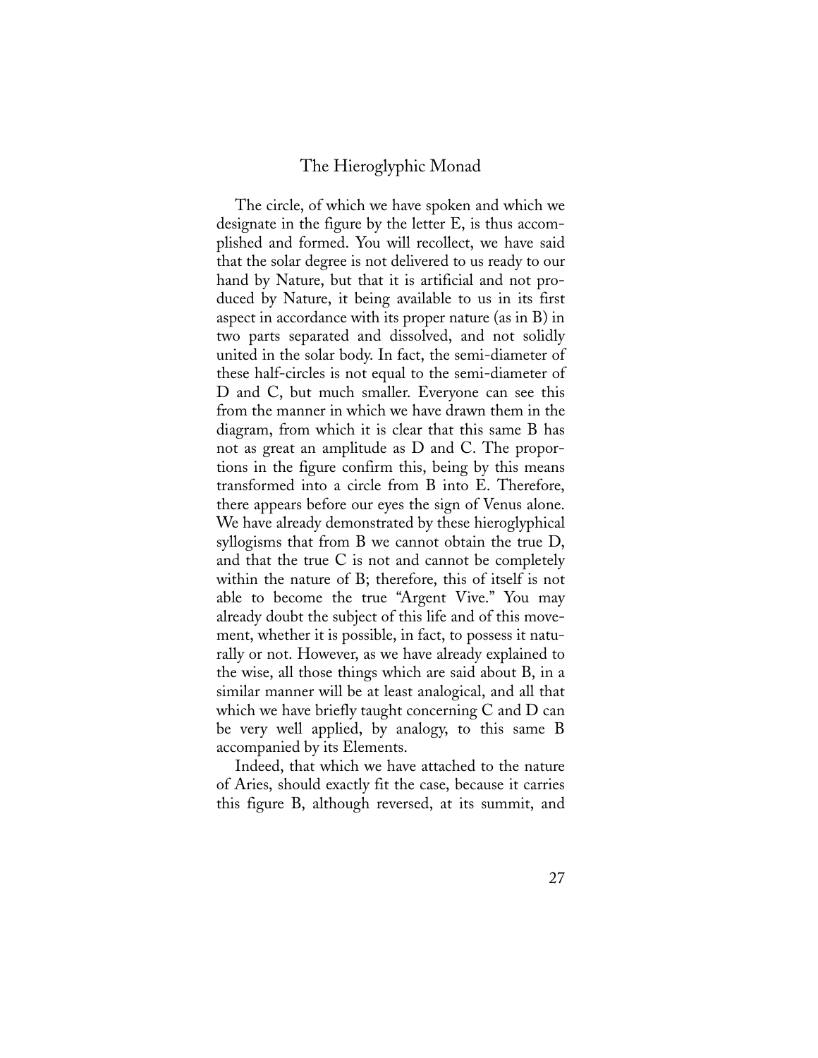The circle, of which we have spoken and which we designate in the figure by the letter E, is thus accomplished and formed. You will recollect, we have said that the solar degree is not delivered to us ready to our hand by Nature, but that it is artificial and not produced by Nature, it being available to us in its first aspect in accordance with its proper nature (as in B) in two parts separated and dissolved, and not solidly united in the solar body. In fact, the semi-diameter of these half-circles is not equal to the semi-diameter of D and C, but much smaller. Everyone can see this from the manner in which we have drawn them in the diagram, from which it is clear that this same B has not as great an amplitude as D and C. The proportions in the figure confirm this, being by this means transformed into a circle from B into E. Therefore, there appears before our eyes the sign of Venus alone. We have already demonstrated by these hieroglyphical syllogisms that from B we cannot obtain the true D, and that the true C is not and cannot be completely within the nature of B; therefore, this of itself is not able to become the true "Argent Vive." You may already doubt the subject of this life and of this movement, whether it is possible, in fact, to possess it naturally or not. However, as we have already explained to the wise, all those things which are said about B, in a similar manner will be at least analogical, and all that which we have briefly taught concerning C and D can be very well applied, by analogy, to this same B accompanied by its Elements.

Indeed, that which we have attached to the nature of Aries, should exactly fit the case, because it carries this figure B, although reversed, at its summit, and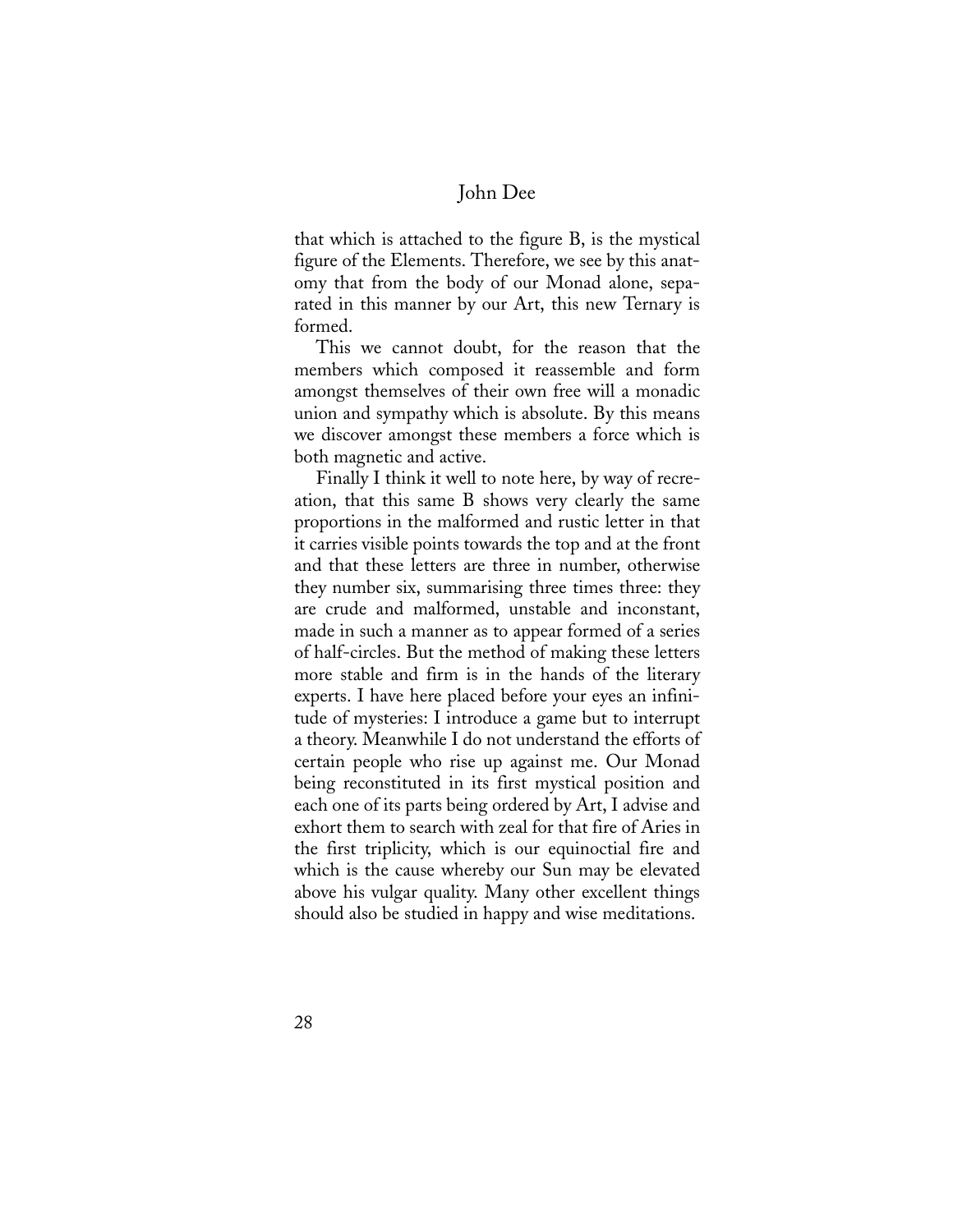that which is attached to the figure B, is the mystical figure of the Elements. Therefore, we see by this anatomy that from the body of our Monad alone, separated in this manner by our Art, this new Ternary is formed.

This we cannot doubt, for the reason that the members which composed it reassemble and form amongst themselves of their own free will a monadic union and sympathy which is absolute. By this means we discover amongst these members a force which is both magnetic and active.

Finally I think it well to note here, by way of recreation, that this same B shows very clearly the same proportions in the malformed and rustic letter in that it carries visible points towards the top and at the front and that these letters are three in number, otherwise they number six, summarising three times three: they are crude and malformed, unstable and inconstant, made in such a manner as to appear formed of a series of half-circles. But the method of making these letters more stable and firm is in the hands of the literary experts. I have here placed before your eyes an infinitude of mysteries: I introduce a game but to interrupt a theory. Meanwhile I do not understand the efforts of certain people who rise up against me. Our Monad being reconstituted in its first mystical position and each one of its parts being ordered by Art, I advise and exhort them to search with zeal for that fire of Aries in the first triplicity, which is our equinoctial fire and which is the cause whereby our Sun may be elevated above his vulgar quality. Many other excellent things should also be studied in happy and wise meditations.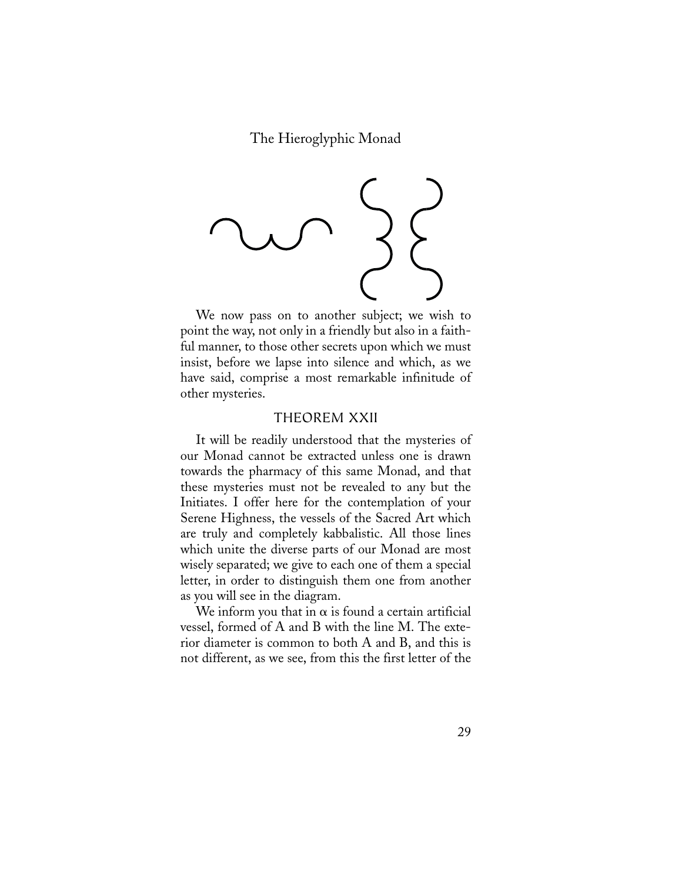We now pass on to another subject; we wish to point the way, not only in a friendly but also in a faithful manner, to those other secrets upon which we must insist, before we lapse into silence and which, as we have said, comprise a most remarkable infinitude of other mysteries.

## THEOREM XXII

It will be readily understood that the mysteries of our Monad cannot be extracted unless one is drawn towards the pharmacy of this same Monad, and that these mysteries must not be revealed to any but the Initiates. I offer here for the contemplation of your Serene Highness, the vessels of the Sacred Art which are truly and completely kabbalistic. All those lines which unite the diverse parts of our Monad are most wisely separated; we give to each one of them a special letter, in order to distinguish them one from another as you will see in the diagram.

We inform you that in $\alpha$ is found a certain artificial vessel, formed of A and B with the line M. The exterior diameter is common to both A and B, and this is not different, as we see, from this the first letter of the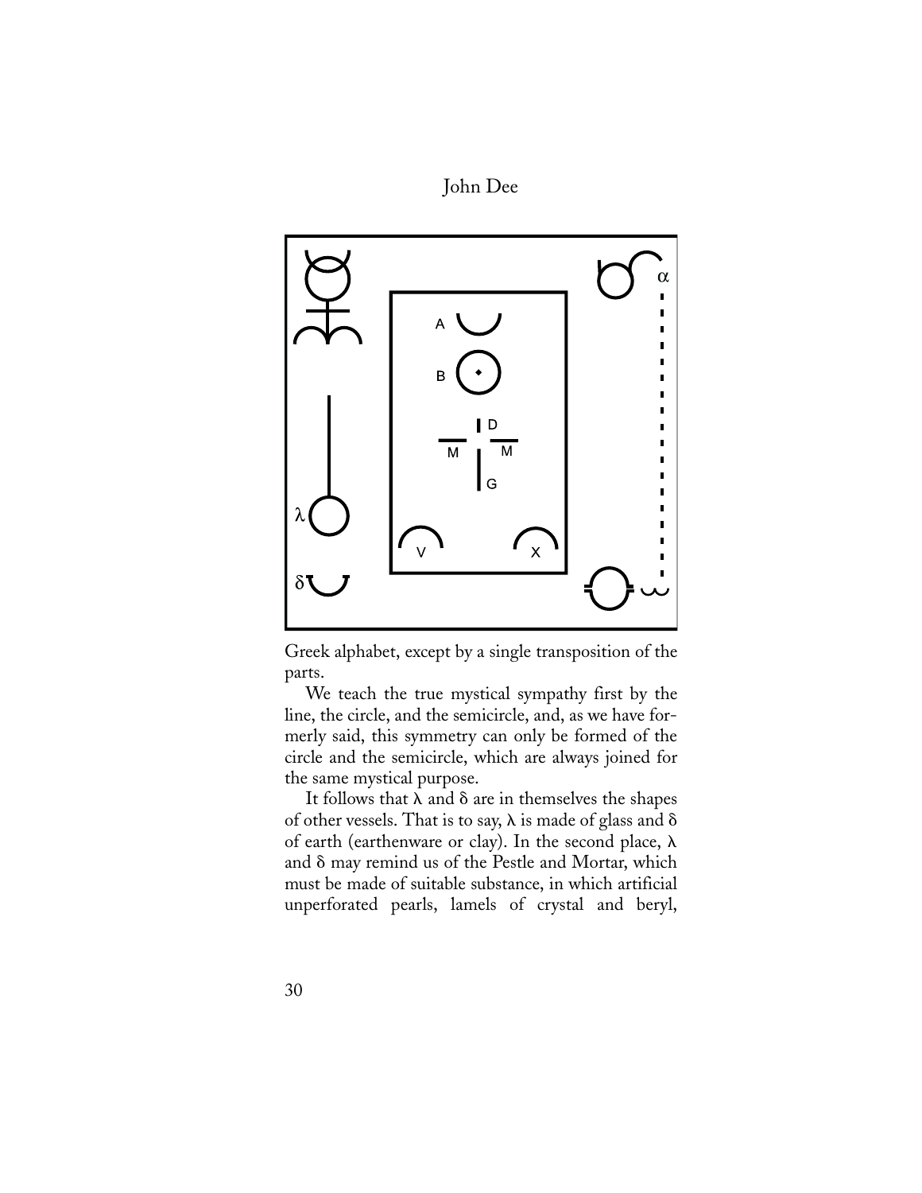Greek alphabet, except by a single transposition of the parts.

We teach the true mystical sympathy first by the line, the circle, and the semicircle, and, as we have formerly said, this symmetry can only be formed of the circle and the semicircle, which are always joined for the same mystical purpose.

It follows that λ and δ are in themselves the shapes of other vessels. That is to say, λ is made of glass and δ of earth (earthenware or clay). In the second place, λ and δ may remind us of the Pestle and Mortar, which must be made of suitable substance, in which artificial unperforated pearls, lamels of crystal and beryl,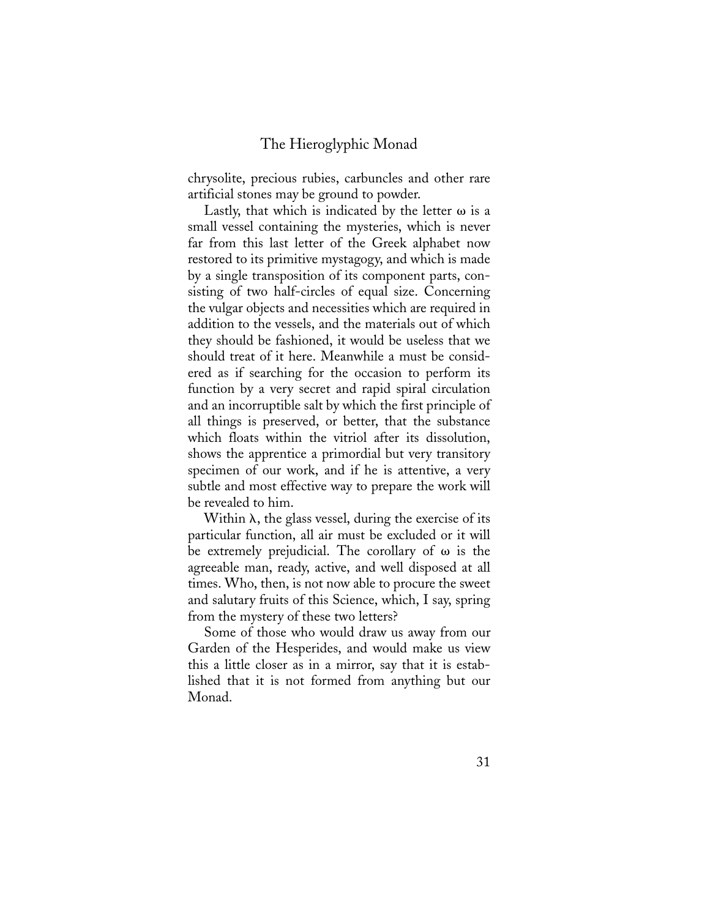chrysolite, precious rubies, carbuncles and other rare artificial stones may be ground to powder.

Lastly, that which is indicated by the letter ω is a small vessel containing the mysteries, which is never far from this last letter of the Greek alphabet now restored to its primitive mystagogy, and which is made by a single transposition of its component parts, consisting of two half-circles of equal size. Concerning the vulgar objects and necessities which are required in addition to the vessels, and the materials out of which they should be fashioned, it would be useless that we should treat of it here. Meanwhile a must be considered as if searching for the occasion to perform its function by a very secret and rapid spiral circulation and an incorruptible salt by which the first principle of all things is preserved, or better, that the substance which floats within the vitriol after its dissolution, shows the apprentice a primordial but very transitory specimen of our work, and if he is attentive, a very subtle and most effective way to prepare the work will be revealed to him.

Within λ, the glass vessel, during the exercise of its particular function, all air must be excluded or it will be extremely prejudicial. The corollary of ω is the agreeable man, ready, active, and well disposed at all times. Who, then, is not now able to procure the sweet and salutary fruits of this Science, which, I say, spring from the mystery of these two letters?

Some of those who would draw us away from our Garden of the Hesperides, and would make us view this a little closer as in a mirror, say that it is established that it is not formed from anything but our Monad.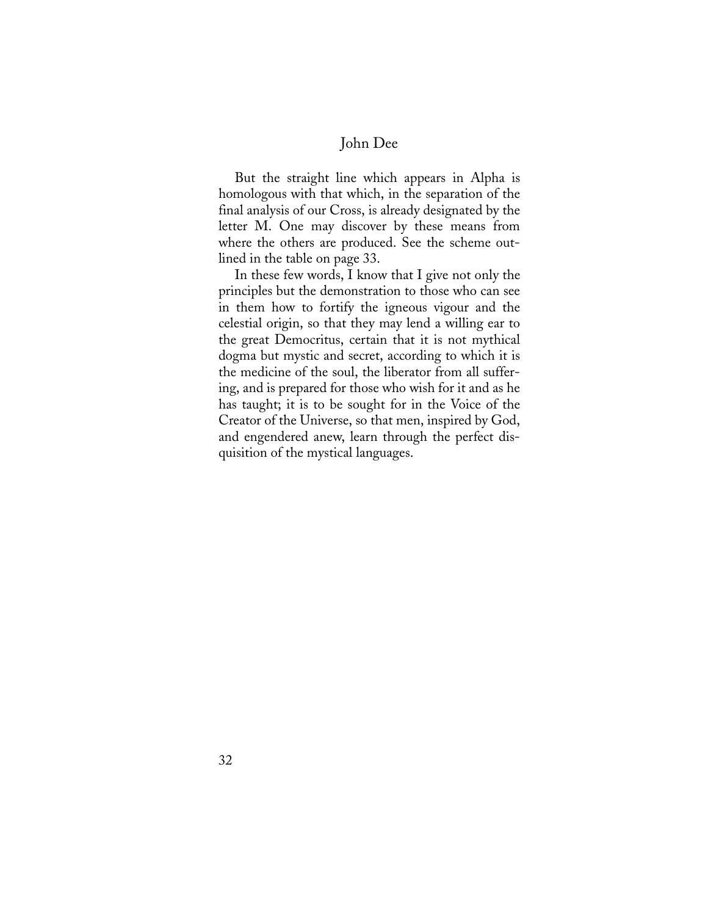But the straight line which appears in Alpha is homologous with that which, in the separation of the final analysis of our Cross, is already designated by the letter M. One may discover by these means from where the others are produced. See the scheme outlined in the table on page 33.

In these few words, I know that I give not only the principles but the demonstration to those who can see in them how to fortify the igneous vigour and the celestial origin, so that they may lend a willing ear to the great Democritus, certain that it is not mythical dogma but mystic and secret, according to which it is the medicine of the soul, the liberator from all suffering, and is prepared for those who wish for it and as he has taught; it is to be sought for in the Voice of the Creator of the Universe, so that men, inspired by God, and engendered anew, learn through the perfect disquisition of the mystical languages.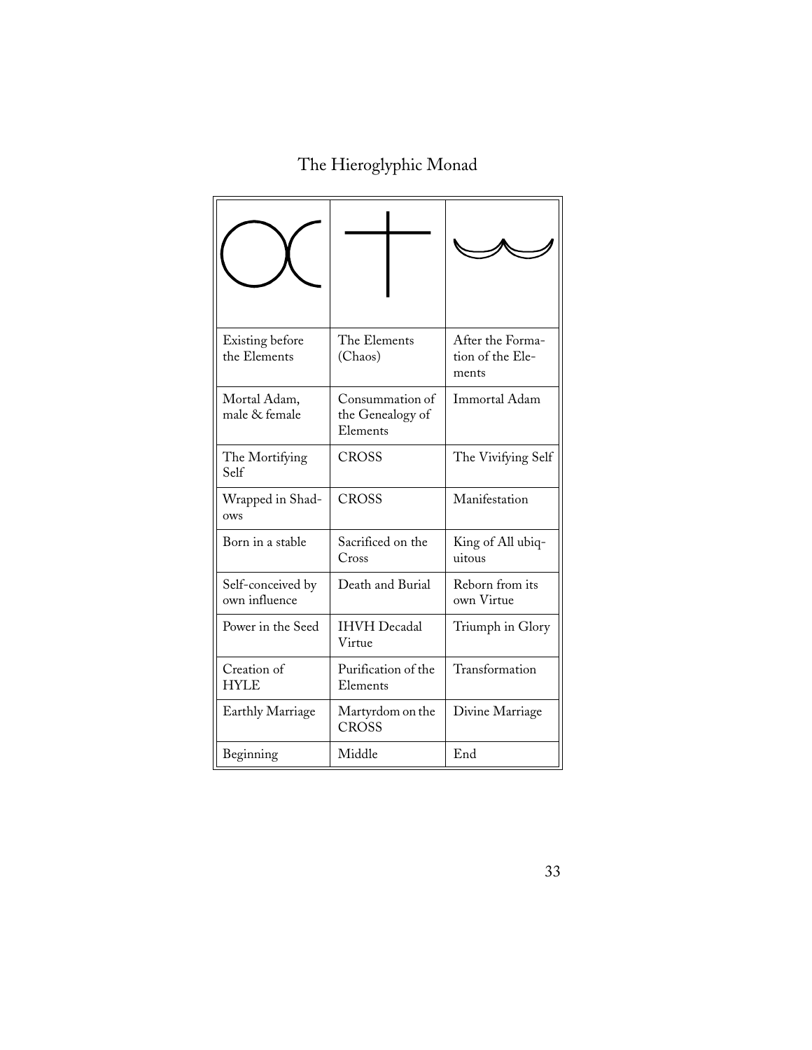# The Hieroglyphic Monad

| | | |
|---|---|---|
| Existing before the Elements | The Elements (Chaos) | After the Formation of the Elements |
| Mortal Adam, male & female | Consummation of the Genealogy of Elements | Immortal Adam |
| The Mortifying Self | CROSS | The Vivifying Self |
| Wrapped in Shadows | CROSS | Manifestation |
| Born in a stable | Sacrificed on the Cross | King of All ubiquitous |
| Self-conceived by own influence | Death and Burial | Reborn from its own Virtue |
| Power in the Seed | IHVH Decadal Virtue | Triumph in Glory |
| Creation of HYLE | Purification of the Elements | Transformation |
| Earthly Marriage | Martyrdom on the CROSS | Divine Marriage |
| Beginning | Middle | End |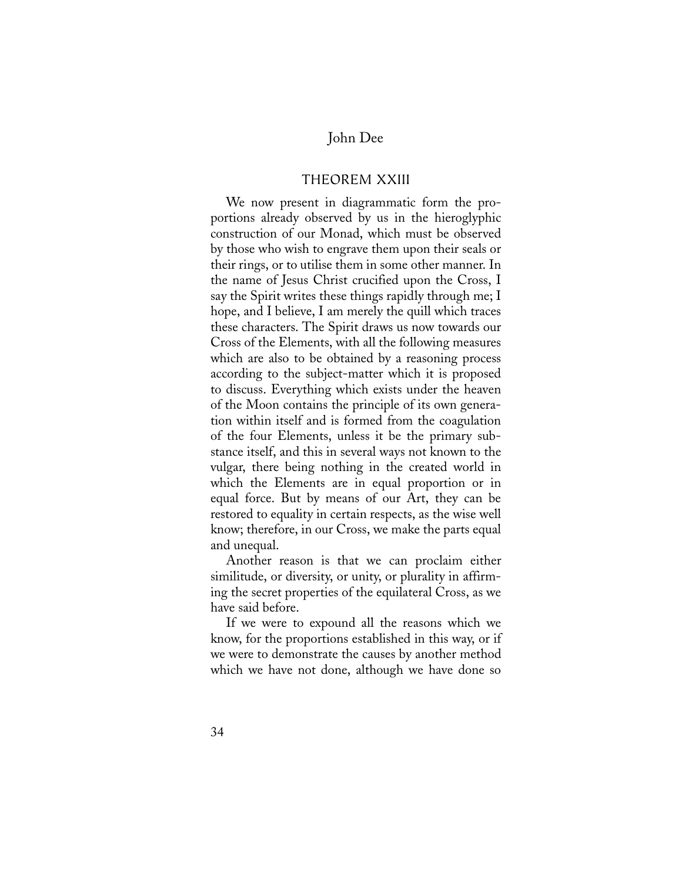## THEOREM XXIII

We now present in diagrammatic form the proportions already observed by us in the hieroglyphic construction of our Monad, which must be observed by those who wish to engrave them upon their seals or their rings, or to utilise them in some other manner. In the name of Jesus Christ crucified upon the Cross, I say the Spirit writes these things rapidly through me; I hope, and I believe, I am merely the quill which traces these characters. The Spirit draws us now towards our Cross of the Elements, with all the following measures which are also to be obtained by a reasoning process according to the subject-matter which it is proposed to discuss. Everything which exists under the heaven of the Moon contains the principle of its own generation within itself and is formed from the coagulation of the four Elements, unless it be the primary substance itself, and this in several ways not known to the vulgar, there being nothing in the created world in which the Elements are in equal proportion or in equal force. But by means of our Art, they can be restored to equality in certain respects, as the wise well know; therefore, in our Cross, we make the parts equal and unequal.

Another reason is that we can proclaim either similitude, or diversity, or unity, or plurality in affirming the secret properties of the equilateral Cross, as we have said before.

If we were to expound all the reasons which we know, for the proportions established in this way, or if we were to demonstrate the causes by another method which we have not done, although we have done so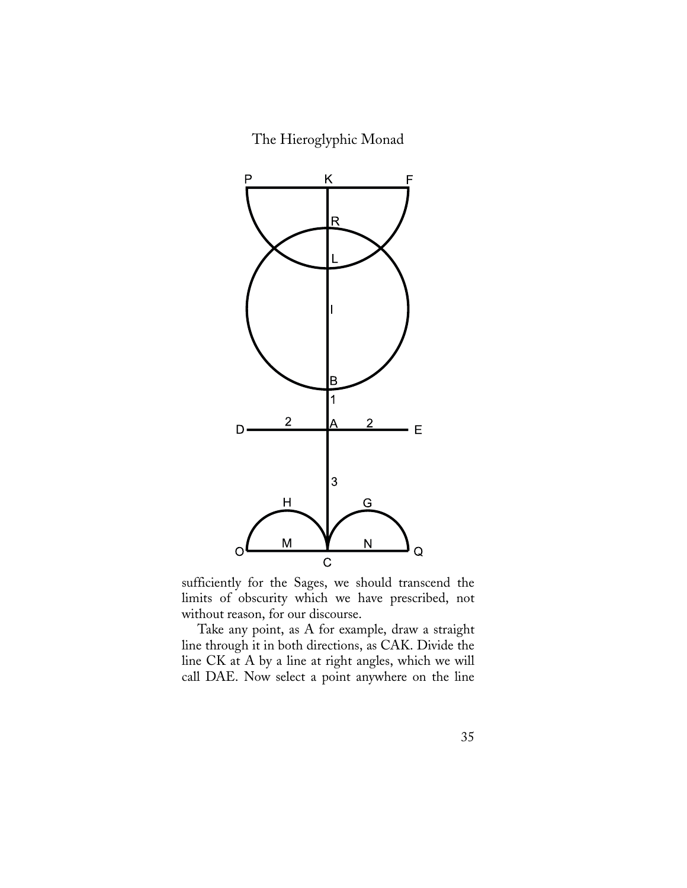sufficiently for the Sages, we should transcend the limits of obscurity which we have prescribed, not without reason, for our discourse.

Take any point, as A for example, draw a straight line through it in both directions, as CAK. Divide the line CK at A by a line at right angles, which we will call DAE. Now select a point anywhere on the line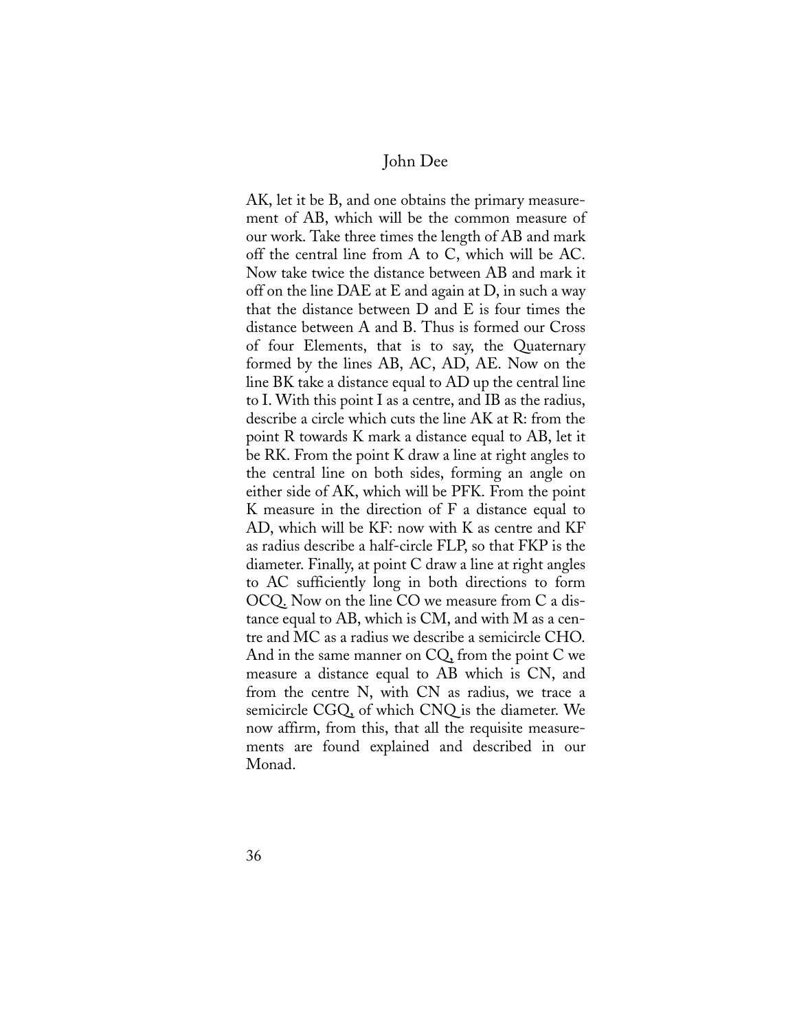AK, let it be B, and one obtains the primary measurement of AB, which will be the common measure of our work. Take three times the length of AB and mark off the central line from A to C, which will be AC. Now take twice the distance between AB and mark it off on the line DAE at E and again at D, in such a way that the distance between D and E is four times the distance between A and B. Thus is formed our Cross of four Elements, that is to say, the Quaternary formed by the lines AB, AC, AD, AE. Now on the line BK take a distance equal to AD up the central line to I. With this point I as a centre, and IB as the radius, describe a circle which cuts the line AK at R: from the point R towards K mark a distance equal to AB, let it be RK. From the point K draw a line at right angles to the central line on both sides, forming an angle on either side of AK, which will be PFK. From the point K measure in the direction of F a distance equal to AD, which will be KF: now with K as centre and KF as radius describe a half-circle FLP, so that FKP is the diameter. Finally, at point C draw a line at right angles to AC sufficiently long in both directions to form OCQ. Now on the line CO we measure from C a distance equal to AB, which is CM, and with M as a centre and MC as a radius we describe a semicircle CHO. And in the same manner on CQ, from the point C we measure a distance equal to AB which is CN, and from the centre N, with CN as radius, we trace a semicircle CGQ, of which CNQ is the diameter. We now affirm, from this, that all the requisite measurements are found explained and described in our Monad.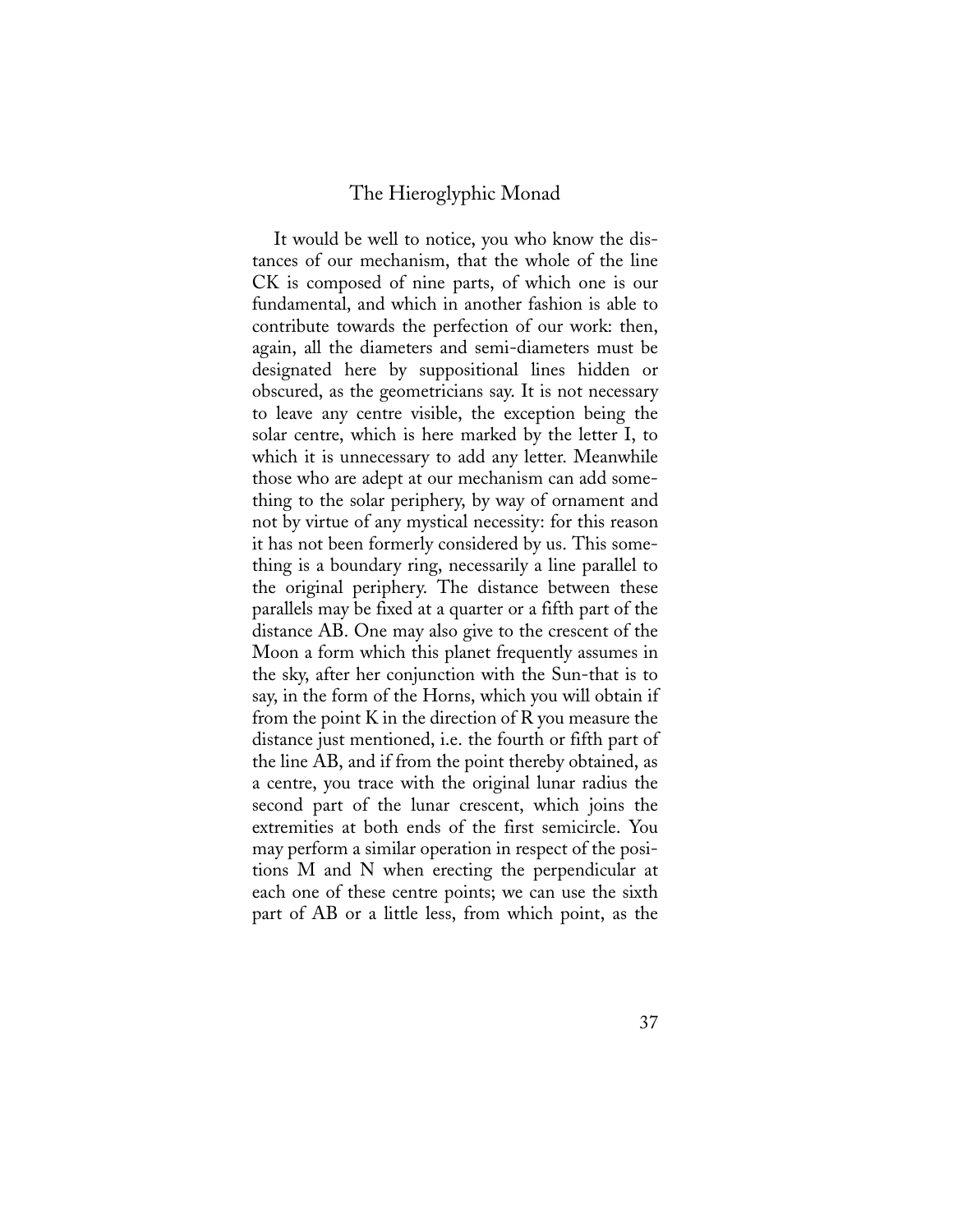It would be well to notice, you who know the distances of our mechanism, that the whole of the line CK is composed of nine parts, of which one is our fundamental, and which in another fashion is able to contribute towards the perfection of our work: then, again, all the diameters and semi-diameters must be designated here by suppositional lines hidden or obscured, as the geometricians say. It is not necessary to leave any centre visible, the exception being the solar centre, which is here marked by the letter I, to which it is unnecessary to add any letter. Meanwhile those who are adept at our mechanism can add something to the solar periphery, by way of ornament and not by virtue of any mystical necessity: for this reason it has not been formerly considered by us. This something is a boundary ring, necessarily a line parallel to the original periphery. The distance between these parallels may be fixed at a quarter or a fifth part of the distance AB. One may also give to the crescent of the Moon a form which this planet frequently assumes in the sky, after her conjunction with the Sun-that is to say, in the form of the Horns, which you will obtain if from the point K in the direction of R you measure the distance just mentioned, i.e. the fourth or fifth part of the line AB, and if from the point thereby obtained, as a centre, you trace with the original lunar radius the second part of the lunar crescent, which joins the extremities at both ends of the first semicircle. You may perform a similar operation in respect of the positions M and N when erecting the perpendicular at each one of these centre points; we can use the sixth part of AB or a little less, from which point, as the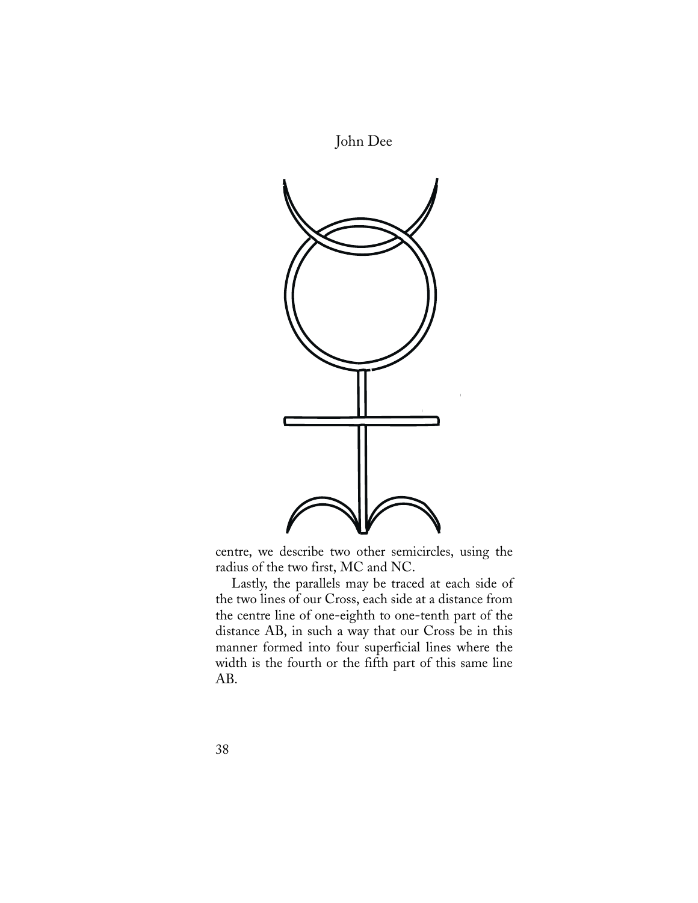centre, we describe two other semicircles, using the radius of the two first, MC and NC.

Lastly, the parallels may be traced at each side of the two lines of our Cross, each side at a distance from the centre line of one-eighth to one-tenth part of the distance AB, in such a way that our Cross be in this manner formed into four superficial lines where the width is the fourth or the fifth part of this same line AB.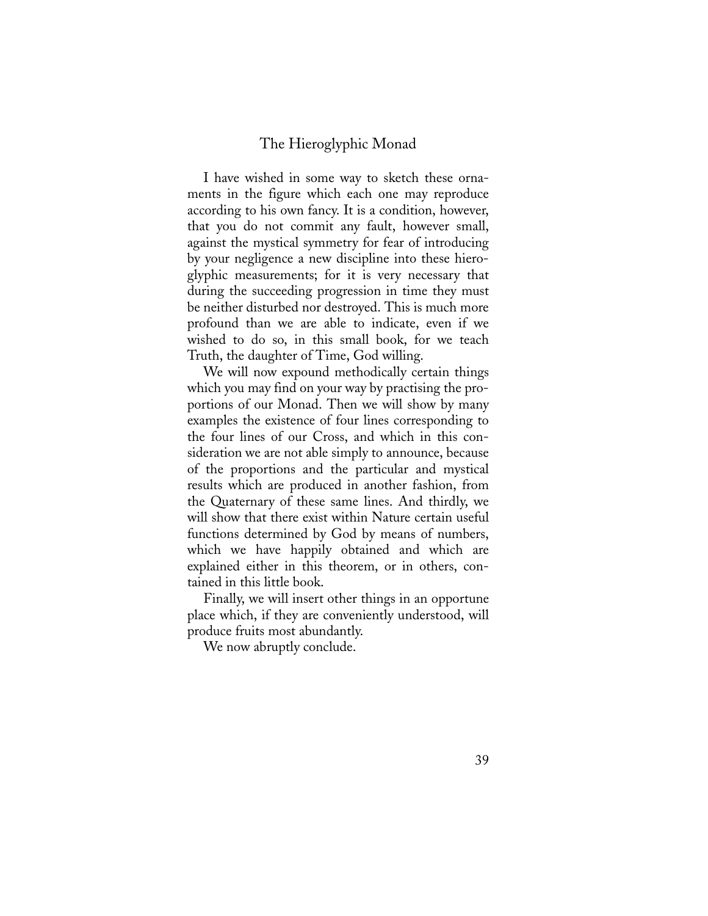I have wished in some way to sketch these ornaments in the figure which each one may reproduce according to his own fancy. It is a condition, however, that you do not commit any fault, however small, against the mystical symmetry for fear of introducing by your negligence a new discipline into these hieroglyphic measurements; for it is very necessary that during the succeeding progression in time they must be neither disturbed nor destroyed. This is much more profound than we are able to indicate, even if we wished to do so, in this small book, for we teach Truth, the daughter of Time, God willing.

We will now expound methodically certain things which you may find on your way by practising the proportions of our Monad. Then we will show by many examples the existence of four lines corresponding to the four lines of our Cross, and which in this consideration we are not able simply to announce, because of the proportions and the particular and mystical results which are produced in another fashion, from the Quaternary of these same lines. And thirdly, we will show that there exist within Nature certain useful functions determined by God by means of numbers, which we have happily obtained and which are explained either in this theorem, or in others, contained in this little book.

Finally, we will insert other things in an opportune place which, if they are conveniently understood, will produce fruits most abundantly.

We now abruptly conclude.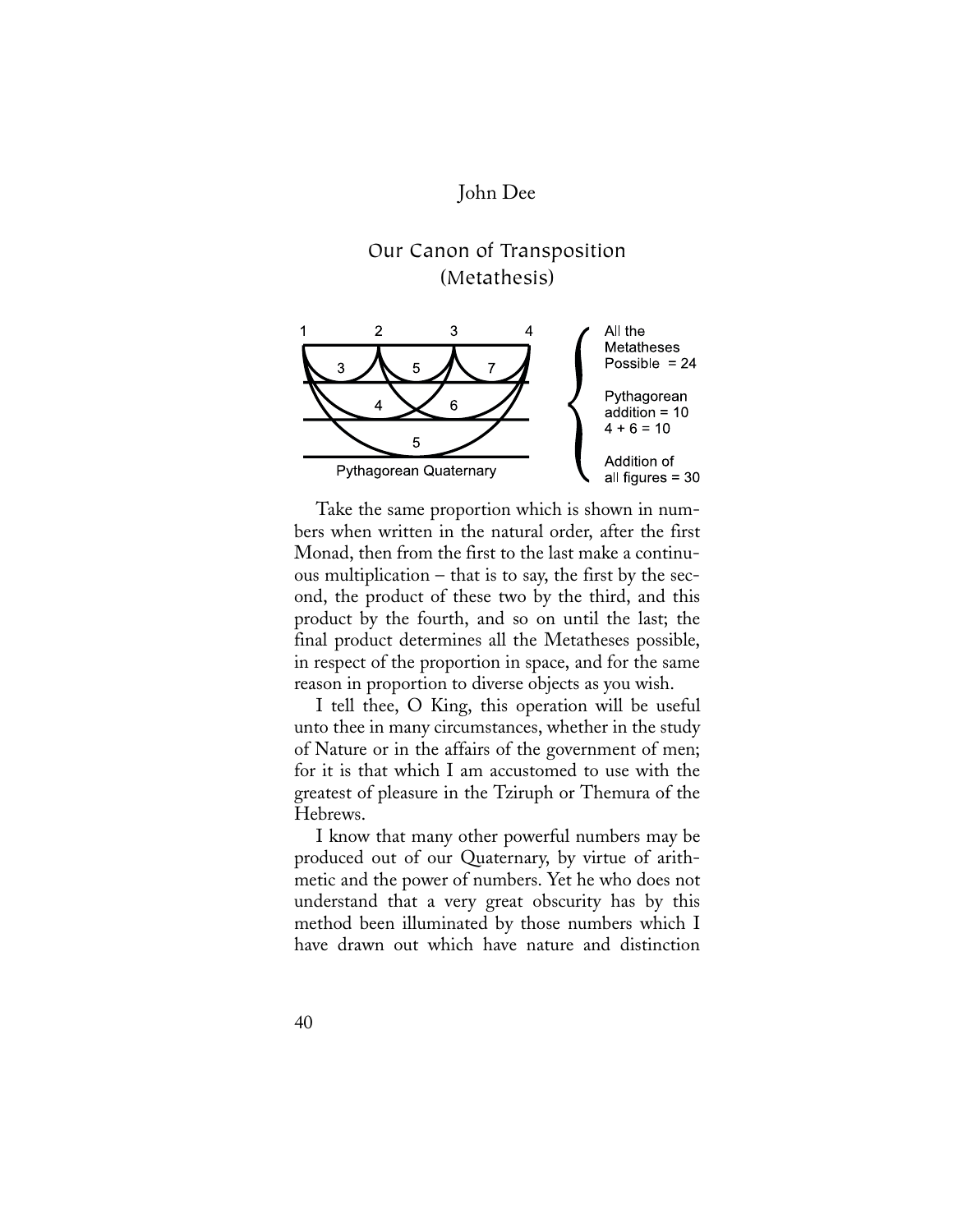## Our Canon of Transposition (Metathesis)

1 2 3 4

3 5 7

4 6

5

Pythagorean Quaternary

All the Metatheses Possible = 24

Pythagorean addition = 10
4 + 6 = 10

Addition of all figures = 30

Take the same proportion which is shown in numbers when written in the natural order, after the first Monad, then from the first to the last make a continuous multiplication – that is to say, the first by the second, the product of these two by the third, and this product by the fourth, and so on until the last; the final product determines all the Metatheses possible, in respect of the proportion in space, and for the same reason in proportion to diverse objects as you wish.

I tell thee, O King, this operation will be useful unto thee in many circumstances, whether in the study of Nature or in the affairs of the government of men; for it is that which I am accustomed to use with the greatest of pleasure in the Tziruph or Themura of the Hebrews.

I know that many other powerful numbers may be produced out of our Quaternary, by virtue of arithmetic and the power of numbers. Yet he who does not understand that a very great obscurity has by this method been illuminated by those numbers which I have drawn out which have nature and distinction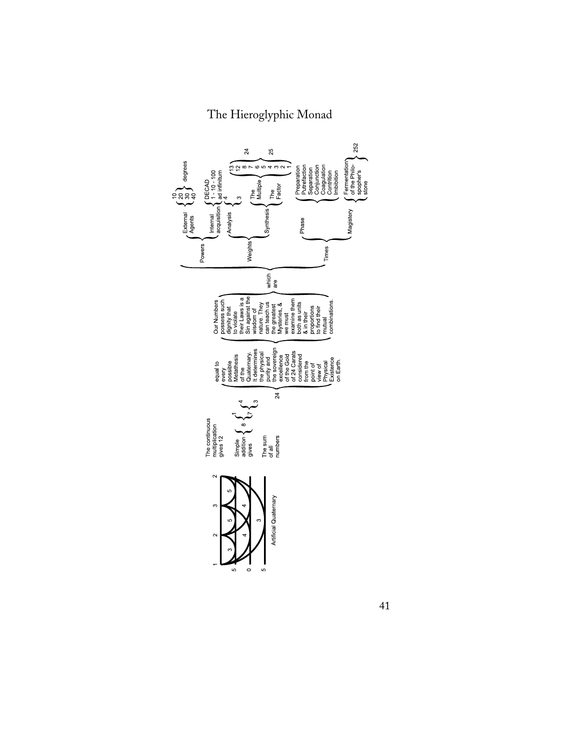# The Hieroglyphic Monad

1 2 3 2

3 5 5

4 4

3

5 0 5

Artificial Quaternary

The continuous multiplication gives 12

Simple addition gives 8 { 1 / 7 { 4 / 3

The sum of all numbers 24

equal to every possible Metathesis of the Quaternary. It determines the physical purity and the sovereign excellence of the Gold of 24 Carats considered from the point of view of Physical Existence on Earth.

Our Numbers possess such dignity that to violate their Laws is a Sin against the wisdom of nature. They can teach us the greatest Mysteries, & we must examine them both as units & in their proportions to find their mutual combinations.

which are

Powers
- External Agents — 10, 20, 30, 40 — degrees
- Internal acquisition — DECAD 1 - 10 - 100 ad infinitum

Weights
- Analysis — 4, 3
- Synthesis
  - The Multiple — 13, 12, 8, 7, 6 — 24
  - The Factor — 5, 4, 3, 2, 1 — 25

Times
- Phase — Preparation, Putrefaction, Separation, Conjunction, Coagulation, Contrition, Imbibition
- Magistery — Fermentation of the Philo-sopher's stone — 252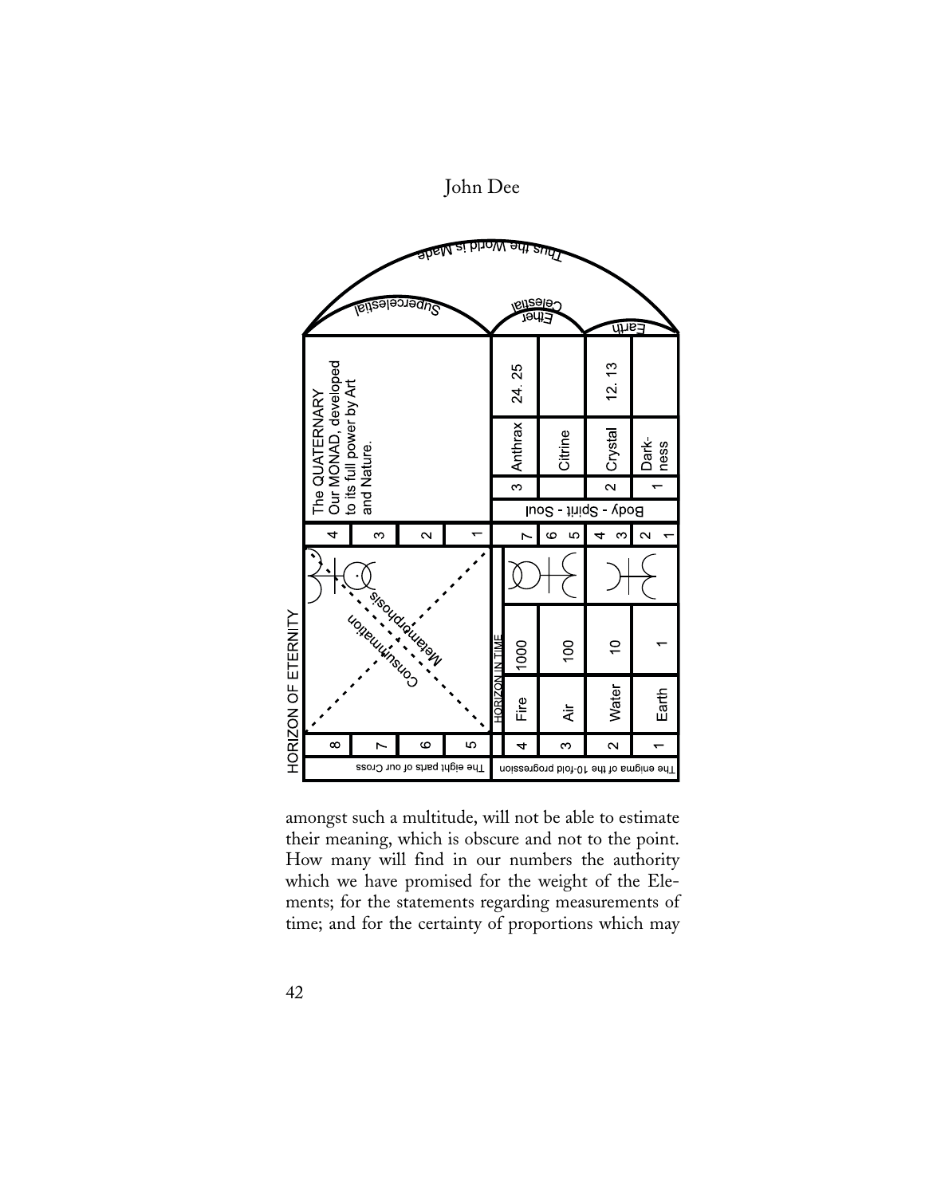Thus the World is Made

Supercelestial

Celestial
Ether

Earth

The QUATERNARY
Our MONAD, developed
to its full power by Art
and Nature.

24. 25

12. 13

Anthrax

Citrine

Crystal

Dark-
ness

3

2

1

Body - Spirit - Soul

4 3 2 1

7 6 5 4 3 2 1

Metamorphosis

Consummation

HORIZON IN TIME

1000

100

10

1

Fire

Air

Water

Earth

HORIZON OF ETERNITY

8 7 6 5

4 3 2 1

The eight parts of our Cross

The enigma of the 10-fold progression

amongst such a multitude, will not be able to estimate their meaning, which is obscure and not to the point. How many will find in our numbers the authority which we have promised for the weight of the Elements; for the statements regarding measurements of time; and for the certainty of proportions which may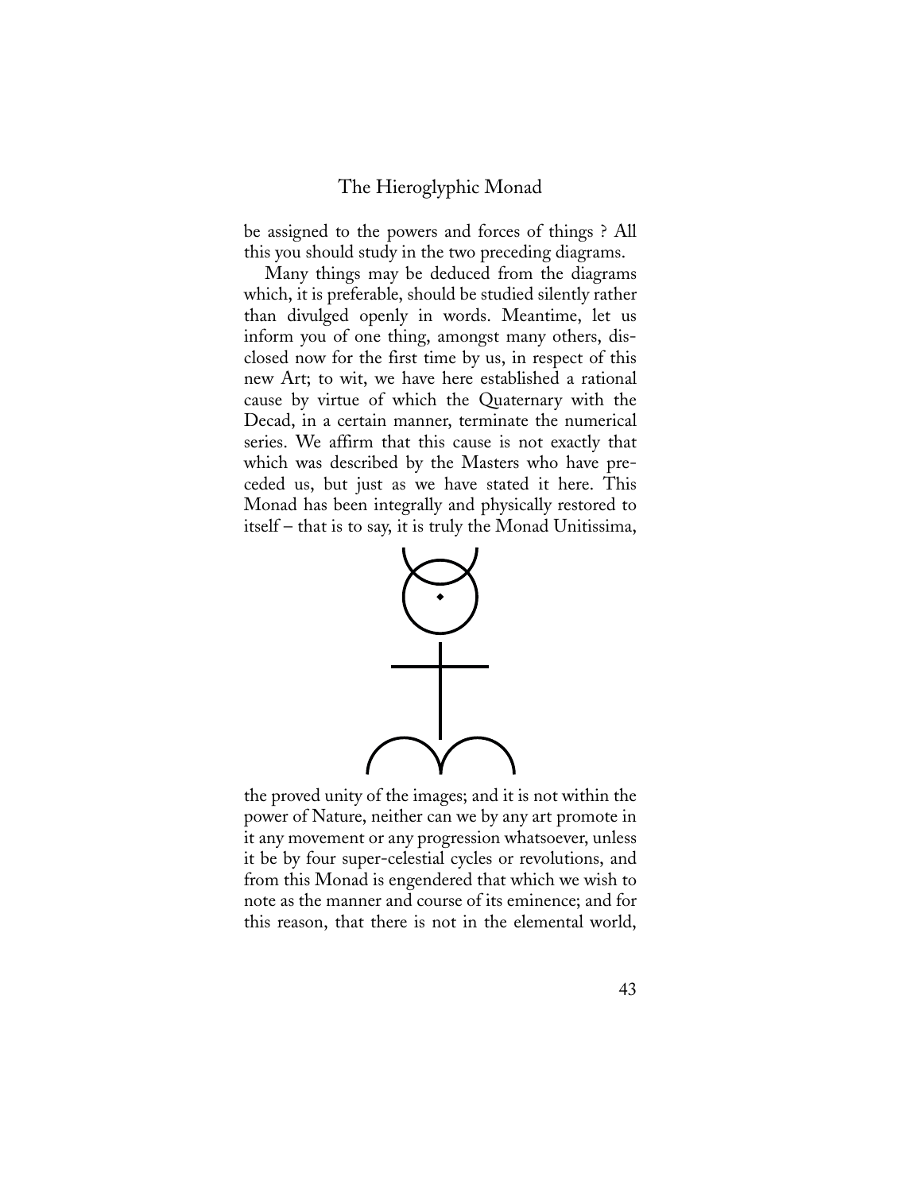be assigned to the powers and forces of things ? All this you should study in the two preceding diagrams.

Many things may be deduced from the diagrams which, it is preferable, should be studied silently rather than divulged openly in words. Meantime, let us inform you of one thing, amongst many others, disclosed now for the first time by us, in respect of this new Art; to wit, we have here established a rational cause by virtue of which the Quaternary with the Decad, in a certain manner, terminate the numerical series. We affirm that this cause is not exactly that which was described by the Masters who have preceded us, but just as we have stated it here. This Monad has been integrally and physically restored to itself – that is to say, it is truly the Monad Unitissima, the proved unity of the images; and it is not within the power of Nature, neither can we by any art promote in it any movement or any progression whatsoever, unless it be by four super-celestial cycles or revolutions, and from this Monad is engendered that which we wish to note as the manner and course of its eminence; and for this reason, that there is not in the elemental world,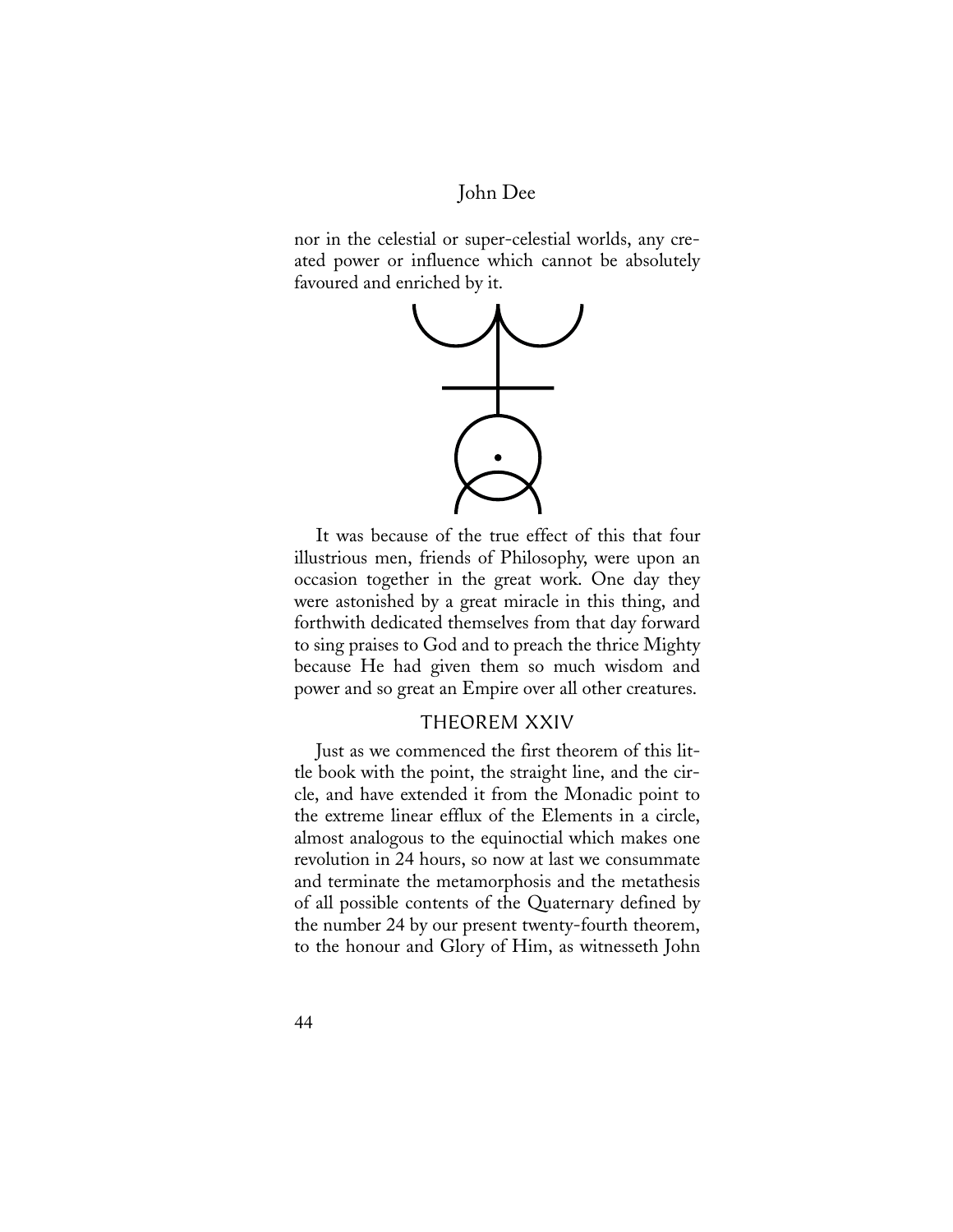nor in the celestial or super-celestial worlds, any created power or influence which cannot be absolutely favoured and enriched by it.

It was because of the true effect of this that four illustrious men, friends of Philosophy, were upon an occasion together in the great work. One day they were astonished by a great miracle in this thing, and forthwith dedicated themselves from that day forward to sing praises to God and to preach the thrice Mighty because He had given them so much wisdom and power and so great an Empire over all other creatures.

## THEOREM XXIV

Just as we commenced the first theorem of this little book with the point, the straight line, and the circle, and have extended it from the Monadic point to the extreme linear efflux of the Elements in a circle, almost analogous to the equinoctial which makes one revolution in 24 hours, so now at last we consummate and terminate the metamorphosis and the metathesis of all possible contents of the Quaternary defined by the number 24 by our present twenty-fourth theorem, to the honour and Glory of Him, as witnesseth John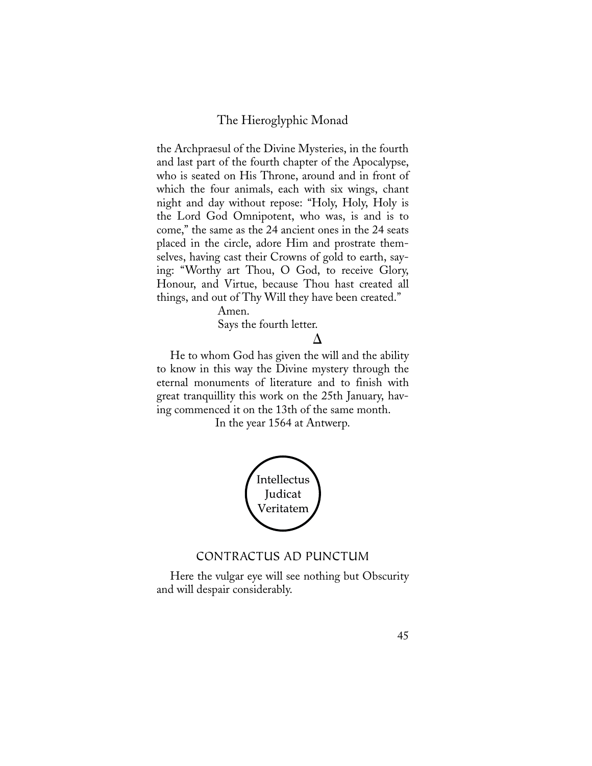the Archpraesul of the Divine Mysteries, in the fourth and last part of the fourth chapter of the Apocalypse, who is seated on His Throne, around and in front of which the four animals, each with six wings, chant night and day without repose: "Holy, Holy, Holy is the Lord God Omnipotent, who was, is and is to come," the same as the 24 ancient ones in the 24 seats placed in the circle, adore Him and prostrate themselves, having cast their Crowns of gold to earth, saying: "Worthy art Thou, O God, to receive Glory, Honour, and Virtue, because Thou hast created all things, and out of Thy Will they have been created."

Amen.

Says the fourth letter.

Δ

He to whom God has given the will and the ability to know in this way the Divine mystery through the eternal monuments of literature and to finish with great tranquillity this work on the 25th January, having commenced it on the 13th of the same month.

In the year 1564 at Antwerp.

Intellectus
Judicat
Veritatem

## CONTRACTUS AD PUNCTUM

Here the vulgar eye will see nothing but Obscurity and will despair considerably.